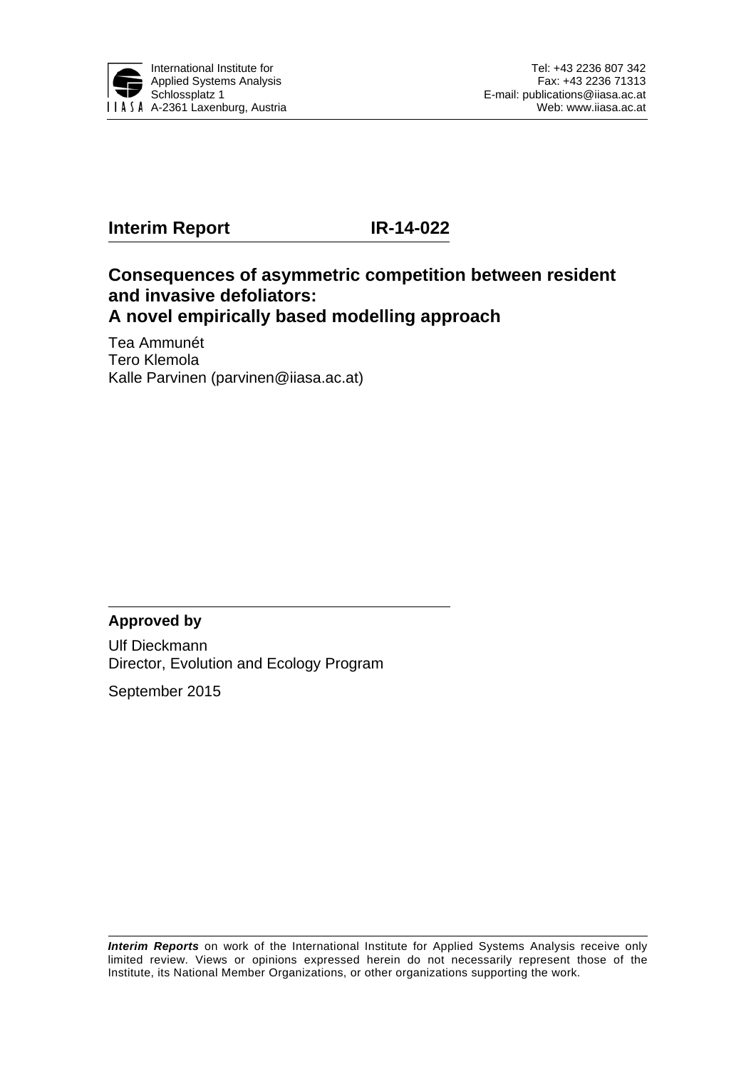International Institute for
Applied Systems Analysis
Schlossplatz 1
A-2361 Laxenburg, Austria

Tel: +43 2236 807 342
Fax: +43 2236 71313
E-mail: publications@iiasa.ac.at
Web: www.iiasa.ac.at

**Interim Report** **IR-14-022**

# Consequences of asymmetric competition between resident and invasive defoliators: A novel empirically based modelling approach

Tea Ammunét
Tero Klemola
Kalle Parvinen (parvinen@iiasa.ac.at)

**Approved by**

Ulf Dieckmann
Director, Evolution and Ecology Program

September 2015

***Interim Reports*** on work of the International Institute for Applied Systems Analysis receive only limited review. Views or opinions expressed herein do not necessarily represent those of the Institute, its National Member Organizations, or other organizations supporting the work.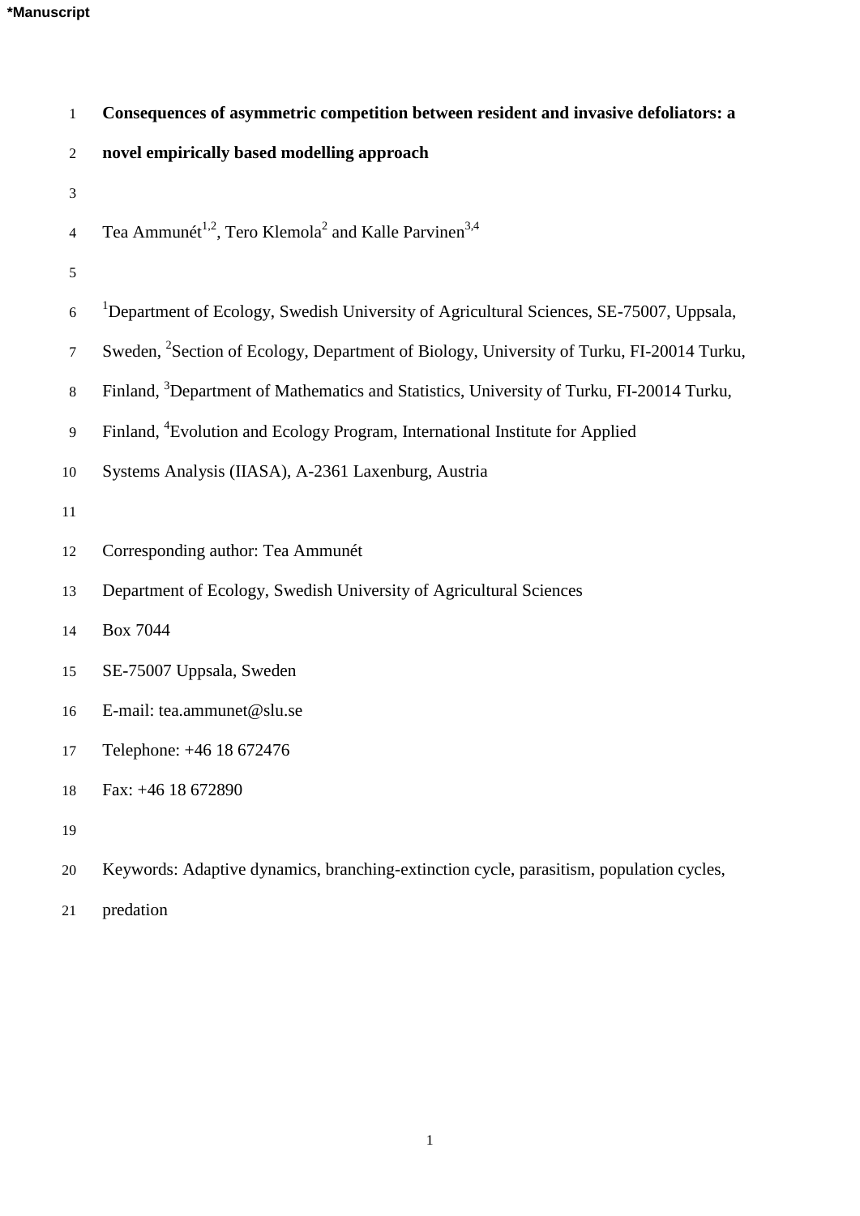**Consequences of asymmetric competition between resident and invasive defoliators: a novel empirically based modelling approach**

Tea Ammunét[1,2], Tero Klemola[2] and Kalle Parvinen[3,4]

[1]Department of Ecology, Swedish University of Agricultural Sciences, SE-75007, Uppsala, Sweden, [2]Section of Ecology, Department of Biology, University of Turku, FI-20014 Turku, Finland, [3]Department of Mathematics and Statistics, University of Turku, FI-20014 Turku, Finland, [4]Evolution and Ecology Program, International Institute for Applied Systems Analysis (IIASA), A-2361 Laxenburg, Austria

Corresponding author: Tea Ammunét
Department of Ecology, Swedish University of Agricultural Sciences
Box 7044
SE-75007 Uppsala, Sweden
E-mail: tea.ammunet@slu.se
Telephone: +46 18 672476
Fax: +46 18 672890

Keywords: Adaptive dynamics, branching-extinction cycle, parasitism, population cycles, predation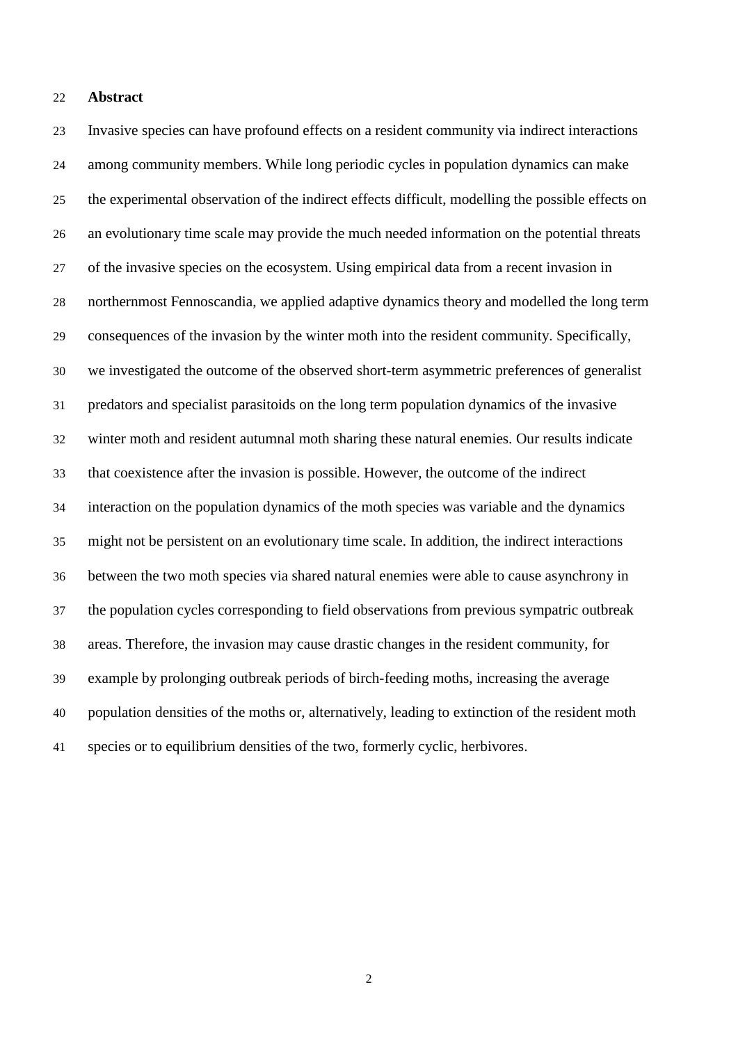## Abstract

Invasive species can have profound effects on a resident community via indirect interactions among community members. While long periodic cycles in population dynamics can make the experimental observation of the indirect effects difficult, modelling the possible effects on an evolutionary time scale may provide the much needed information on the potential threats of the invasive species on the ecosystem. Using empirical data from a recent invasion in northernmost Fennoscandia, we applied adaptive dynamics theory and modelled the long term consequences of the invasion by the winter moth into the resident community. Specifically, we investigated the outcome of the observed short-term asymmetric preferences of generalist predators and specialist parasitoids on the long term population dynamics of the invasive winter moth and resident autumnal moth sharing these natural enemies. Our results indicate that coexistence after the invasion is possible. However, the outcome of the indirect interaction on the population dynamics of the moth species was variable and the dynamics might not be persistent on an evolutionary time scale. In addition, the indirect interactions between the two moth species via shared natural enemies were able to cause asynchrony in the population cycles corresponding to field observations from previous sympatric outbreak areas. Therefore, the invasion may cause drastic changes in the resident community, for example by prolonging outbreak periods of birch-feeding moths, increasing the average population densities of the moths or, alternatively, leading to extinction of the resident moth species or to equilibrium densities of the two, formerly cyclic, herbivores.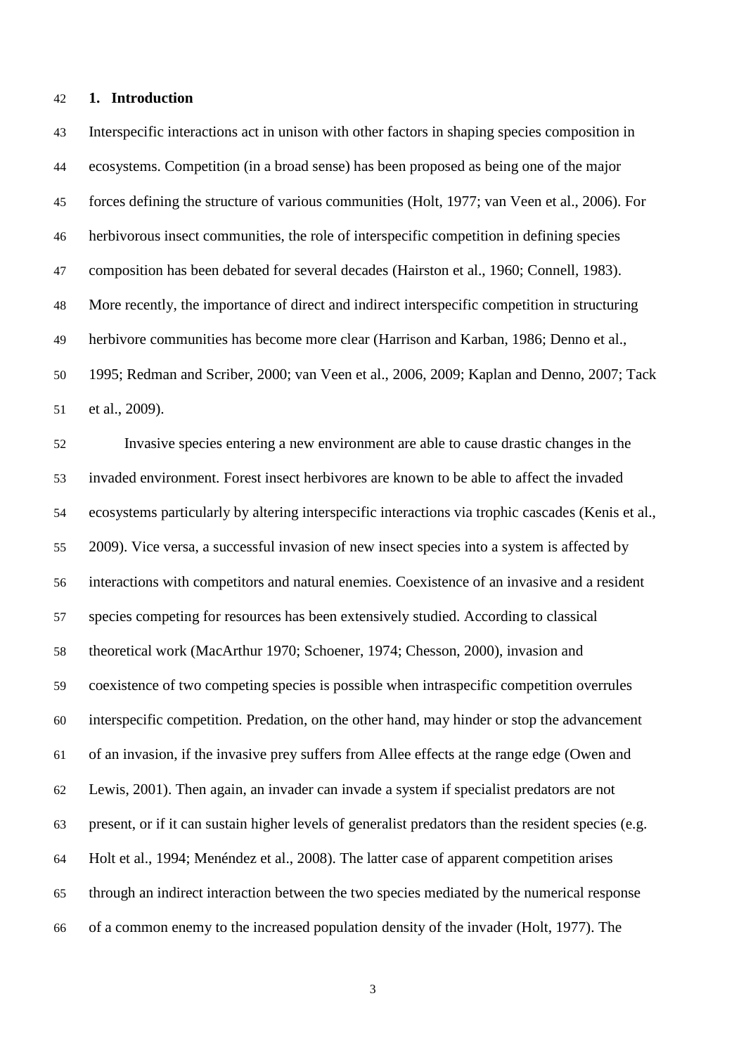## 1. Introduction

Interspecific interactions act in unison with other factors in shaping species composition in ecosystems. Competition (in a broad sense) has been proposed as being one of the major forces defining the structure of various communities (Holt, 1977; van Veen et al., 2006). For herbivorous insect communities, the role of interspecific competition in defining species composition has been debated for several decades (Hairston et al., 1960; Connell, 1983). More recently, the importance of direct and indirect interspecific competition in structuring herbivore communities has become more clear (Harrison and Karban, 1986; Denno et al., 1995; Redman and Scriber, 2000; van Veen et al., 2006, 2009; Kaplan and Denno, 2007; Tack et al., 2009).

Invasive species entering a new environment are able to cause drastic changes in the invaded environment. Forest insect herbivores are known to be able to affect the invaded ecosystems particularly by altering interspecific interactions via trophic cascades (Kenis et al., 2009). Vice versa, a successful invasion of new insect species into a system is affected by interactions with competitors and natural enemies. Coexistence of an invasive and a resident species competing for resources has been extensively studied. According to classical theoretical work (MacArthur 1970; Schoener, 1974; Chesson, 2000), invasion and coexistence of two competing species is possible when intraspecific competition overrules interspecific competition. Predation, on the other hand, may hinder or stop the advancement of an invasion, if the invasive prey suffers from Allee effects at the range edge (Owen and Lewis, 2001). Then again, an invader can invade a system if specialist predators are not present, or if it can sustain higher levels of generalist predators than the resident species (e.g. Holt et al., 1994; Menéndez et al., 2008). The latter case of apparent competition arises through an indirect interaction between the two species mediated by the numerical response of a common enemy to the increased population density of the invader (Holt, 1977). The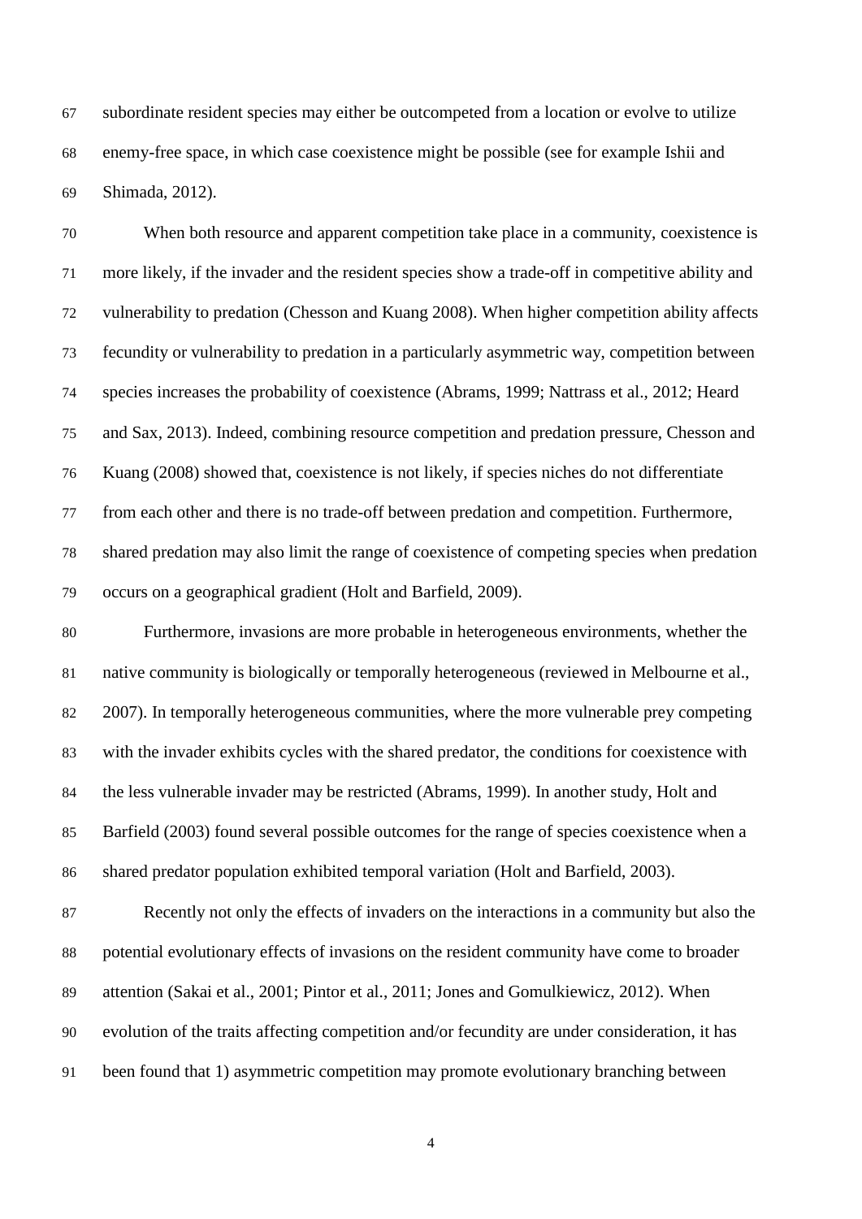subordinate resident species may either be outcompeted from a location or evolve to utilize enemy-free space, in which case coexistence might be possible (see for example Ishii and Shimada, 2012).

When both resource and apparent competition take place in a community, coexistence is more likely, if the invader and the resident species show a trade-off in competitive ability and vulnerability to predation (Chesson and Kuang 2008). When higher competition ability affects fecundity or vulnerability to predation in a particularly asymmetric way, competition between species increases the probability of coexistence (Abrams, 1999; Nattrass et al., 2012; Heard and Sax, 2013). Indeed, combining resource competition and predation pressure, Chesson and Kuang (2008) showed that, coexistence is not likely, if species niches do not differentiate from each other and there is no trade-off between predation and competition. Furthermore, shared predation may also limit the range of coexistence of competing species when predation occurs on a geographical gradient (Holt and Barfield, 2009).

Furthermore, invasions are more probable in heterogeneous environments, whether the native community is biologically or temporally heterogeneous (reviewed in Melbourne et al., 2007). In temporally heterogeneous communities, where the more vulnerable prey competing with the invader exhibits cycles with the shared predator, the conditions for coexistence with the less vulnerable invader may be restricted (Abrams, 1999). In another study, Holt and Barfield (2003) found several possible outcomes for the range of species coexistence when a shared predator population exhibited temporal variation (Holt and Barfield, 2003).

Recently not only the effects of invaders on the interactions in a community but also the potential evolutionary effects of invasions on the resident community have come to broader attention (Sakai et al., 2001; Pintor et al., 2011; Jones and Gomulkiewicz, 2012). When evolution of the traits affecting competition and/or fecundity are under consideration, it has been found that 1) asymmetric competition may promote evolutionary branching between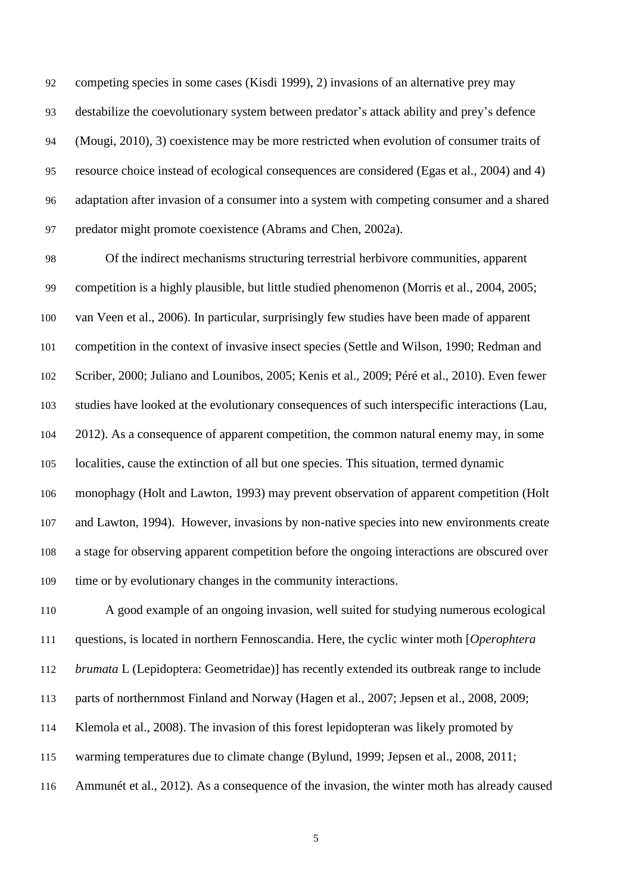competing species in some cases (Kisdi 1999), 2) invasions of an alternative prey may destabilize the coevolutionary system between predator's attack ability and prey's defence (Mougi, 2010), 3) coexistence may be more restricted when evolution of consumer traits of resource choice instead of ecological consequences are considered (Egas et al., 2004) and 4) adaptation after invasion of a consumer into a system with competing consumer and a shared predator might promote coexistence (Abrams and Chen, 2002a).

Of the indirect mechanisms structuring terrestrial herbivore communities, apparent competition is a highly plausible, but little studied phenomenon (Morris et al., 2004, 2005; van Veen et al., 2006). In particular, surprisingly few studies have been made of apparent competition in the context of invasive insect species (Settle and Wilson, 1990; Redman and Scriber, 2000; Juliano and Lounibos, 2005; Kenis et al., 2009; Péré et al., 2010). Even fewer studies have looked at the evolutionary consequences of such interspecific interactions (Lau, 2012). As a consequence of apparent competition, the common natural enemy may, in some localities, cause the extinction of all but one species. This situation, termed dynamic monophagy (Holt and Lawton, 1993) may prevent observation of apparent competition (Holt and Lawton, 1994). However, invasions by non-native species into new environments create a stage for observing apparent competition before the ongoing interactions are obscured over time or by evolutionary changes in the community interactions.

A good example of an ongoing invasion, well suited for studying numerous ecological questions, is located in northern Fennoscandia. Here, the cyclic winter moth [*Operophtera brumata* L (Lepidoptera: Geometridae)] has recently extended its outbreak range to include parts of northernmost Finland and Norway (Hagen et al., 2007; Jepsen et al., 2008, 2009; Klemola et al., 2008). The invasion of this forest lepidopteran was likely promoted by warming temperatures due to climate change (Bylund, 1999; Jepsen et al., 2008, 2011; Ammunét et al., 2012). As a consequence of the invasion, the winter moth has already caused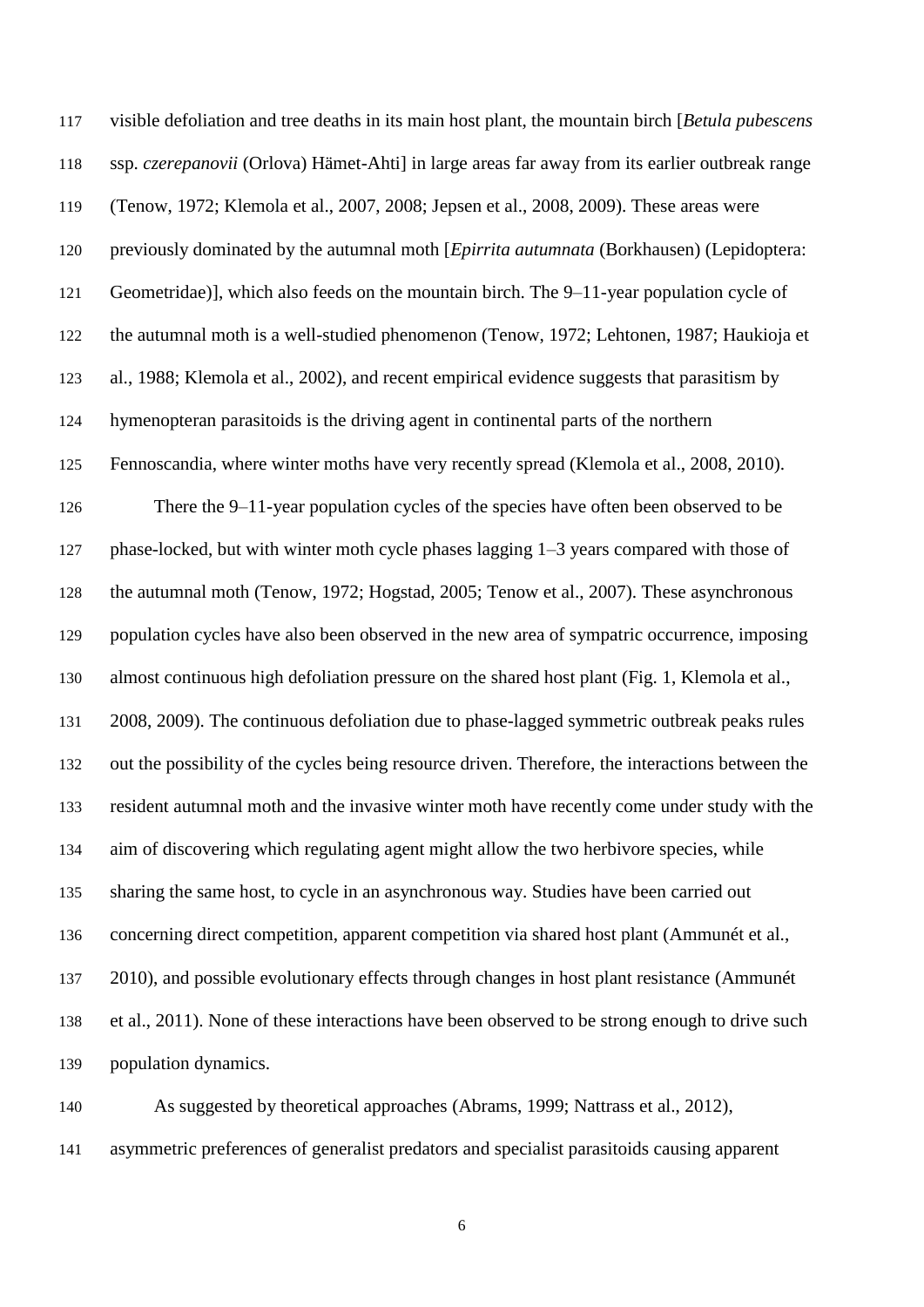visible defoliation and tree deaths in its main host plant, the mountain birch [*Betula pubescens* ssp. *czerepanovii* (Orlova) Hämet-Ahti] in large areas far away from its earlier outbreak range (Tenow, 1972; Klemola et al., 2007, 2008; Jepsen et al., 2008, 2009). These areas were previously dominated by the autumnal moth [*Epirrita autumnata* (Borkhausen) (Lepidoptera: Geometridae)], which also feeds on the mountain birch. The 9–11-year population cycle of the autumnal moth is a well-studied phenomenon (Tenow, 1972; Lehtonen, 1987; Haukioja et al., 1988; Klemola et al., 2002), and recent empirical evidence suggests that parasitism by hymenopteran parasitoids is the driving agent in continental parts of the northern Fennoscandia, where winter moths have very recently spread (Klemola et al., 2008, 2010).

There the 9–11-year population cycles of the species have often been observed to be phase-locked, but with winter moth cycle phases lagging 1–3 years compared with those of the autumnal moth (Tenow, 1972; Hogstad, 2005; Tenow et al., 2007). These asynchronous population cycles have also been observed in the new area of sympatric occurrence, imposing almost continuous high defoliation pressure on the shared host plant (Fig. 1, Klemola et al., 2008, 2009). The continuous defoliation due to phase-lagged symmetric outbreak peaks rules out the possibility of the cycles being resource driven. Therefore, the interactions between the resident autumnal moth and the invasive winter moth have recently come under study with the aim of discovering which regulating agent might allow the two herbivore species, while sharing the same host, to cycle in an asynchronous way. Studies have been carried out concerning direct competition, apparent competition via shared host plant (Ammunét et al., 2010), and possible evolutionary effects through changes in host plant resistance (Ammunét et al., 2011). None of these interactions have been observed to be strong enough to drive such population dynamics.

As suggested by theoretical approaches (Abrams, 1999; Nattrass et al., 2012), asymmetric preferences of generalist predators and specialist parasitoids causing apparent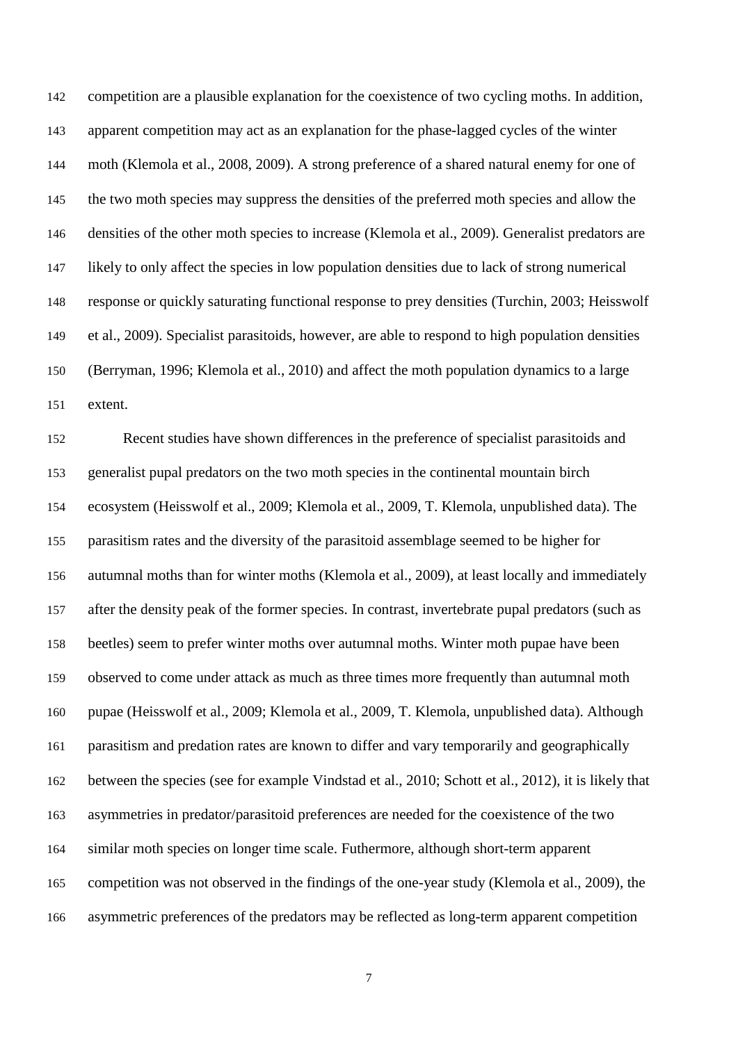competition are a plausible explanation for the coexistence of two cycling moths. In addition, apparent competition may act as an explanation for the phase-lagged cycles of the winter moth (Klemola et al., 2008, 2009). A strong preference of a shared natural enemy for one of the two moth species may suppress the densities of the preferred moth species and allow the densities of the other moth species to increase (Klemola et al., 2009). Generalist predators are likely to only affect the species in low population densities due to lack of strong numerical response or quickly saturating functional response to prey densities (Turchin, 2003; Heisswolf et al., 2009). Specialist parasitoids, however, are able to respond to high population densities (Berryman, 1996; Klemola et al., 2010) and affect the moth population dynamics to a large extent.

Recent studies have shown differences in the preference of specialist parasitoids and generalist pupal predators on the two moth species in the continental mountain birch ecosystem (Heisswolf et al., 2009; Klemola et al., 2009, T. Klemola, unpublished data). The parasitism rates and the diversity of the parasitoid assemblage seemed to be higher for autumnal moths than for winter moths (Klemola et al., 2009), at least locally and immediately after the density peak of the former species. In contrast, invertebrate pupal predators (such as beetles) seem to prefer winter moths over autumnal moths. Winter moth pupae have been observed to come under attack as much as three times more frequently than autumnal moth pupae (Heisswolf et al., 2009; Klemola et al., 2009, T. Klemola, unpublished data). Although parasitism and predation rates are known to differ and vary temporarily and geographically between the species (see for example Vindstad et al., 2010; Schott et al., 2012), it is likely that asymmetries in predator/parasitoid preferences are needed for the coexistence of the two similar moth species on longer time scale. Futhermore, although short-term apparent competition was not observed in the findings of the one-year study (Klemola et al., 2009), the asymmetric preferences of the predators may be reflected as long-term apparent competition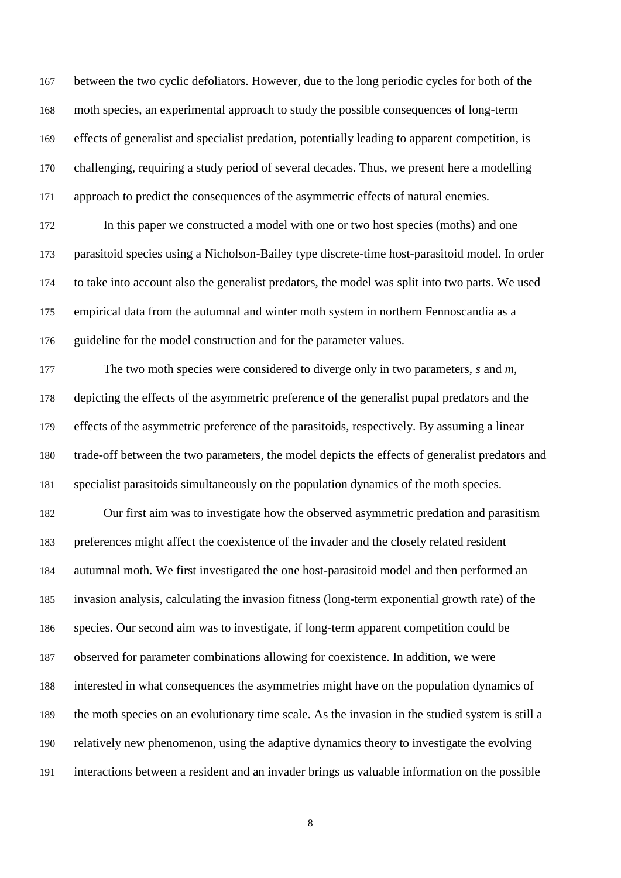between the two cyclic defoliators. However, due to the long periodic cycles for both of the moth species, an experimental approach to study the possible consequences of long-term effects of generalist and specialist predation, potentially leading to apparent competition, is challenging, requiring a study period of several decades. Thus, we present here a modelling approach to predict the consequences of the asymmetric effects of natural enemies.

In this paper we constructed a model with one or two host species (moths) and one parasitoid species using a Nicholson-Bailey type discrete-time host-parasitoid model. In order to take into account also the generalist predators, the model was split into two parts. We used empirical data from the autumnal and winter moth system in northern Fennoscandia as a guideline for the model construction and for the parameter values.

The two moth species were considered to diverge only in two parameters, $s$ and $m$, depicting the effects of the asymmetric preference of the generalist pupal predators and the effects of the asymmetric preference of the parasitoids, respectively. By assuming a linear trade-off between the two parameters, the model depicts the effects of generalist predators and specialist parasitoids simultaneously on the population dynamics of the moth species.

Our first aim was to investigate how the observed asymmetric predation and parasitism preferences might affect the coexistence of the invader and the closely related resident autumnal moth. We first investigated the one host-parasitoid model and then performed an invasion analysis, calculating the invasion fitness (long-term exponential growth rate) of the species. Our second aim was to investigate, if long-term apparent competition could be observed for parameter combinations allowing for coexistence. In addition, we were interested in what consequences the asymmetries might have on the population dynamics of the moth species on an evolutionary time scale. As the invasion in the studied system is still a relatively new phenomenon, using the adaptive dynamics theory to investigate the evolving interactions between a resident and an invader brings us valuable information on the possible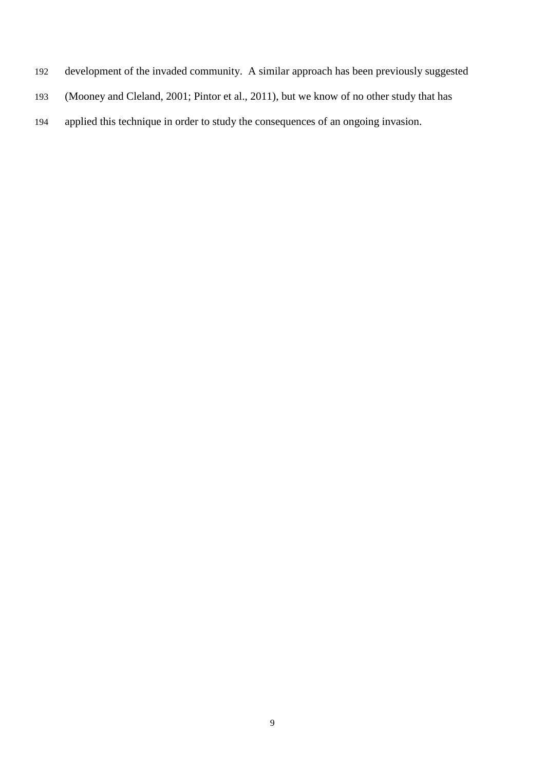development of the invaded community. A similar approach has been previously suggested (Mooney and Cleland, 2001; Pintor et al., 2011), but we know of no other study that has applied this technique in order to study the consequences of an ongoing invasion.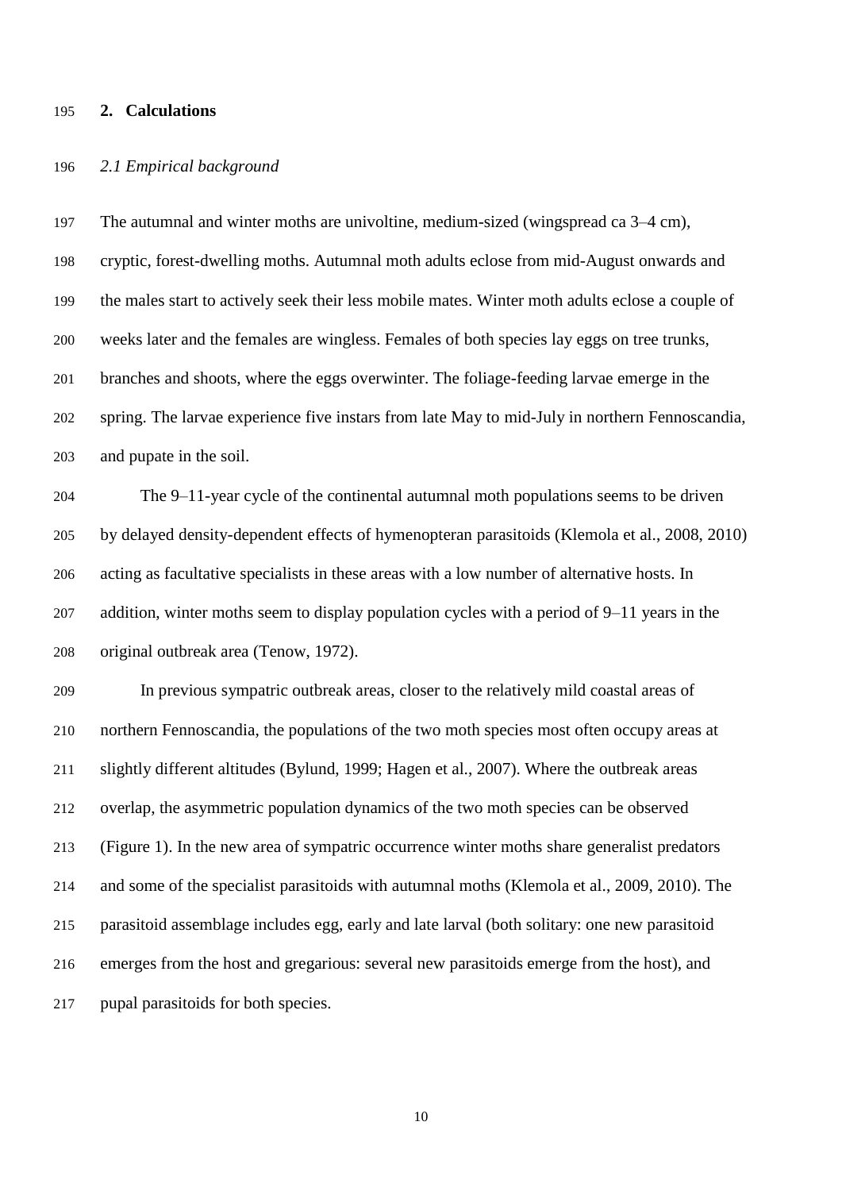## 2. Calculations

### *2.1 Empirical background*

The autumnal and winter moths are univoltine, medium-sized (wingspread ca 3–4 cm), cryptic, forest-dwelling moths. Autumnal moth adults eclose from mid-August onwards and the males start to actively seek their less mobile mates. Winter moth adults eclose a couple of weeks later and the females are wingless. Females of both species lay eggs on tree trunks, branches and shoots, where the eggs overwinter. The foliage-feeding larvae emerge in the spring. The larvae experience five instars from late May to mid-July in northern Fennoscandia, and pupate in the soil.

The 9–11-year cycle of the continental autumnal moth populations seems to be driven by delayed density-dependent effects of hymenopteran parasitoids (Klemola et al., 2008, 2010) acting as facultative specialists in these areas with a low number of alternative hosts. In addition, winter moths seem to display population cycles with a period of 9–11 years in the original outbreak area (Tenow, 1972).

In previous sympatric outbreak areas, closer to the relatively mild coastal areas of northern Fennoscandia, the populations of the two moth species most often occupy areas at slightly different altitudes (Bylund, 1999; Hagen et al., 2007). Where the outbreak areas overlap, the asymmetric population dynamics of the two moth species can be observed (Figure 1). In the new area of sympatric occurrence winter moths share generalist predators and some of the specialist parasitoids with autumnal moths (Klemola et al., 2009, 2010). The parasitoid assemblage includes egg, early and late larval (both solitary: one new parasitoid emerges from the host and gregarious: several new parasitoids emerge from the host), and pupal parasitoids for both species.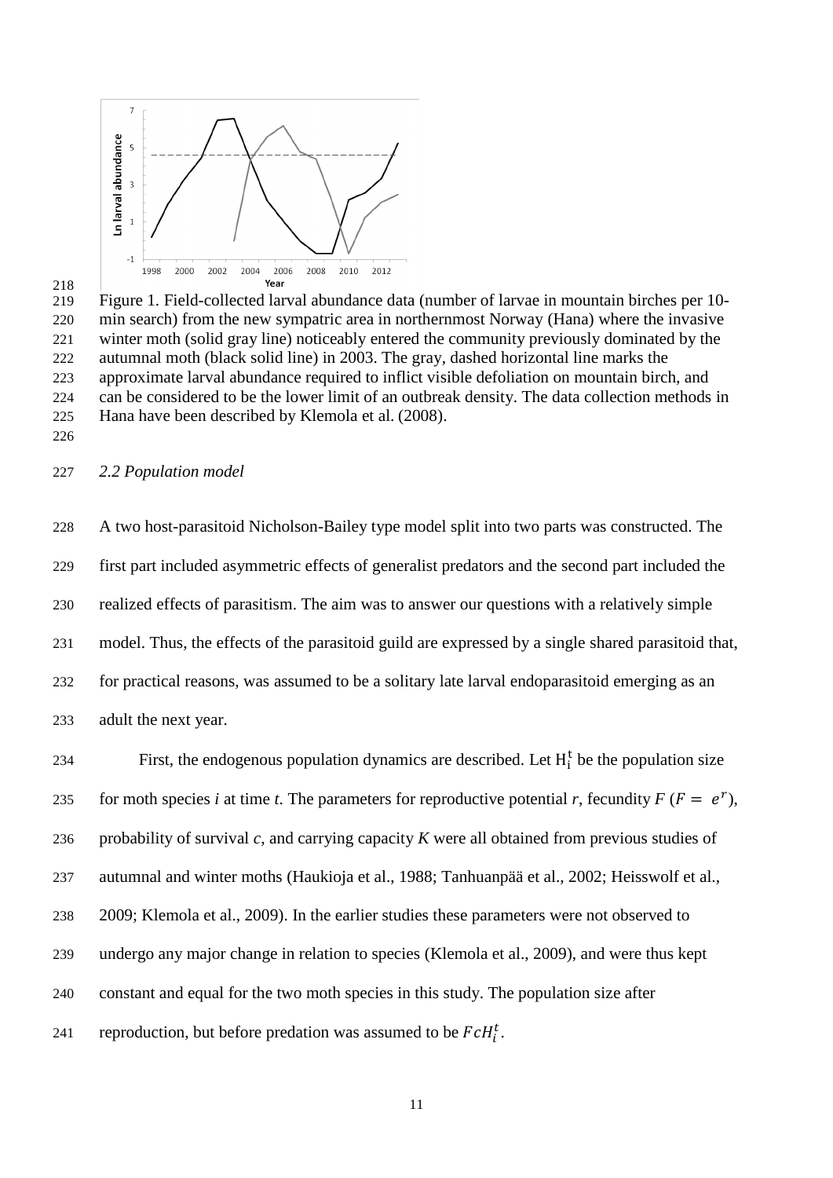Figure 1. Field-collected larval abundance data (number of larvae in mountain birches per 10-min search) from the new sympatric area in northernmost Norway (Hana) where the invasive winter moth (solid gray line) noticeably entered the community previously dominated by the autumnal moth (black solid line) in 2003. The gray, dashed horizontal line marks the approximate larval abundance required to inflict visible defoliation on mountain birch, and can be considered to be the lower limit of an outbreak density. The data collection methods in Hana have been described by Klemola et al. (2008).

### *2.2 Population model*

A two host-parasitoid Nicholson-Bailey type model split into two parts was constructed. The first part included asymmetric effects of generalist predators and the second part included the realized effects of parasitism. The aim was to answer our questions with a relatively simple model. Thus, the effects of the parasitoid guild are expressed by a single shared parasitoid that, for practical reasons, was assumed to be a solitary late larval endoparasitoid emerging as an adult the next year.

First, the endogenous population dynamics are described. Let $\mathrm{H}_i^t$ be the population size for moth species *i* at time *t*. The parameters for reproductive potential *r*, fecundity *F* ($F = e^r$), probability of survival *c*, and carrying capacity *K* were all obtained from previous studies of autumnal and winter moths (Haukioja et al., 1988; Tanhuanpää et al., 2002; Heisswolf et al., 2009; Klemola et al., 2009). In the earlier studies these parameters were not observed to undergo any major change in relation to species (Klemola et al., 2009), and were thus kept constant and equal for the two moth species in this study. The population size after reproduction, but before predation was assumed to be $FcH_i^t$.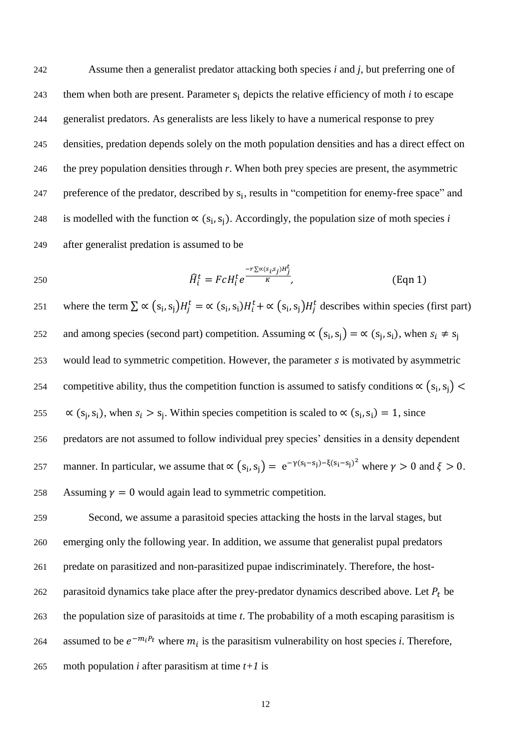Assume then a generalist predator attacking both species *i* and *j*, but preferring one of them when both are present. Parameter $s_i$ depicts the relative efficiency of moth *i* to escape generalist predators. As generalists are less likely to have a numerical response to prey densities, predation depends solely on the moth population densities and has a direct effect on the prey population densities through *r*. When both prey species are present, the asymmetric preference of the predator, described by $s_i$, results in "competition for enemy-free space" and is modelled with the function $\propto (s_i, s_j)$. Accordingly, the population size of moth species *i* after generalist predation is assumed to be

$$\widehat{H}_i^t = FcH_i^t e^{\frac{-r\sum \propto (s_i, s_j) H_j^t}{K}}, \qquad \text{(Eqn 1)}$$

where the term $\sum \propto (s_i, s_j) H_j^t = \propto (s_i, s_i) H_i^t + \propto (s_i, s_j) H_j^t$ describes within species (first part) and among species (second part) competition. Assuming $\propto (s_i, s_j) = \propto (s_j, s_i)$, when $s_i \neq s_j$ would lead to symmetric competition. However, the parameter $s$ is motivated by asymmetric competitive ability, thus the competition function is assumed to satisfy conditions $\propto (s_i, s_j) < \propto (s_j, s_i)$, when $s_i > s_j$. Within species competition is scaled to $\propto (s_i, s_i) = 1$, since predators are not assumed to follow individual prey species' densities in a density dependent manner. In particular, we assume that $\propto (s_i, s_j) = e^{-\gamma(s_i - s_j) - \xi(s_i - s_j)^2}$ where $\gamma > 0$ and $\xi > 0$. Assuming $\gamma = 0$ would again lead to symmetric competition.

Second, we assume a parasitoid species attacking the hosts in the larval stages, but emerging only the following year. In addition, we assume that generalist pupal predators predate on parasitized and non-parasitized pupae indiscriminately. Therefore, the host-parasitoid dynamics take place after the prey-predator dynamics described above. Let $P_t$ be the population size of parasitoids at time *t*. The probability of a moth escaping parasitism is assumed to be $e^{-m_i P_t}$ where $m_i$ is the parasitism vulnerability on host species *i*. Therefore, moth population *i* after parasitism at time *t+1* is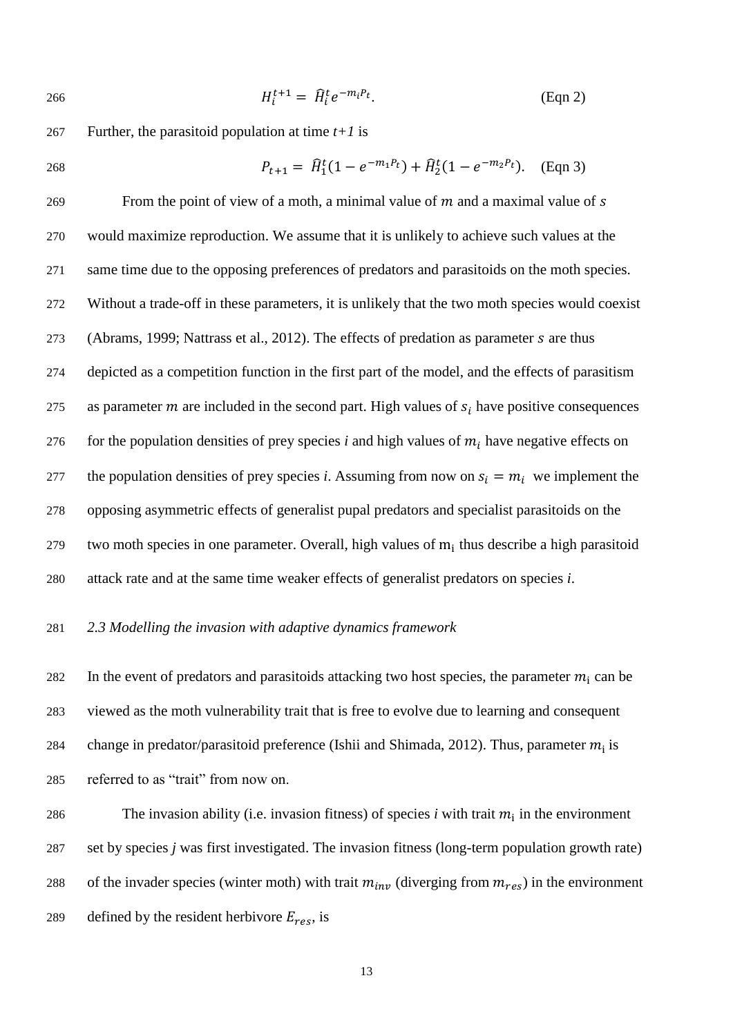$$H_i^{t+1} = \widehat{H}_i^t e^{-m_i P_t}. \quad \text{(Eqn 2)}$$

Further, the parasitoid population at time $t+1$ is

$$P_{t+1} = \widehat{H}_1^t (1 - e^{-m_1 P_t}) + \widehat{H}_2^t (1 - e^{-m_2 P_t}). \quad \text{(Eqn 3)}$$

From the point of view of a moth, a minimal value of $m$ and a maximal value of $s$ would maximize reproduction. We assume that it is unlikely to achieve such values at the same time due to the opposing preferences of predators and parasitoids on the moth species. Without a trade-off in these parameters, it is unlikely that the two moth species would coexist (Abrams, 1999; Nattrass et al., 2012). The effects of predation as parameter $s$ are thus depicted as a competition function in the first part of the model, and the effects of parasitism as parameter $m$ are included in the second part. High values of $s_i$ have positive consequences for the population densities of prey species *i* and high values of $m_i$ have negative effects on the population densities of prey species *i*. Assuming from now on $s_i = m_i$ we implement the opposing asymmetric effects of generalist pupal predators and specialist parasitoids on the two moth species in one parameter. Overall, high values of $m_i$ thus describe a high parasitoid attack rate and at the same time weaker effects of generalist predators on species *i*.

### *2.3 Modelling the invasion with adaptive dynamics framework*

In the event of predators and parasitoids attacking two host species, the parameter $m_i$ can be viewed as the moth vulnerability trait that is free to evolve due to learning and consequent change in predator/parasitoid preference (Ishii and Shimada, 2012). Thus, parameter $m_i$ is referred to as "trait" from now on.

The invasion ability (i.e. invasion fitness) of species *i* with trait $m_i$ in the environment set by species *j* was first investigated. The invasion fitness (long-term population growth rate) of the invader species (winter moth) with trait $m_{inv}$ (diverging from $m_{res}$) in the environment defined by the resident herbivore $E_{res}$, is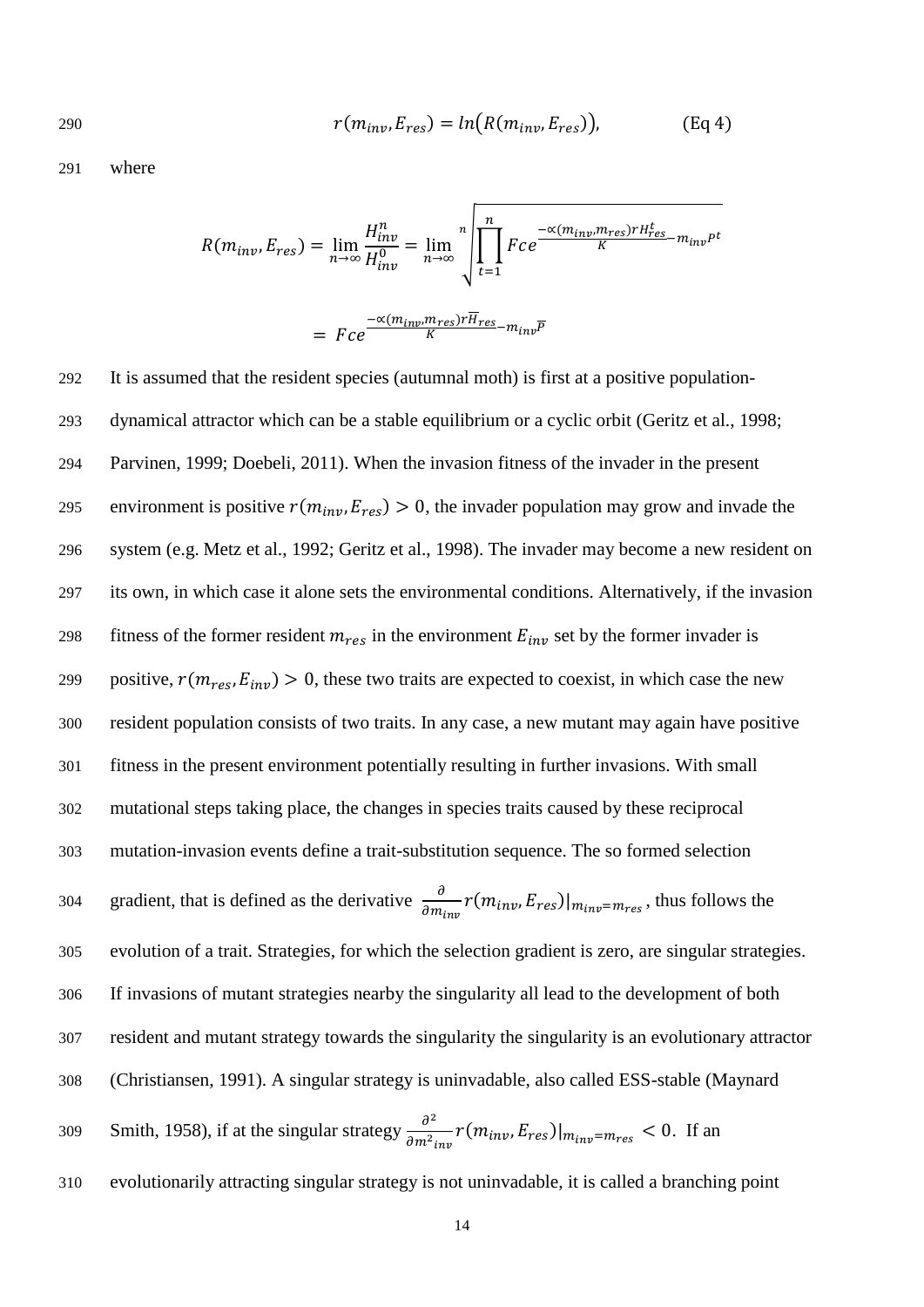$$r(m_{inv}, E_{res}) = ln\big(R(m_{inv}, E_{res})\big), \qquad \text{(Eq 4)}$$

where

$$R(m_{inv}, E_{res}) = \lim_{n\to\infty} \frac{H_{inv}^n}{H_{inv}^0} = \lim_{n\to\infty} \sqrt[n]{\prod_{t=1}^{n} Fce^{\frac{-\propto(m_{inv}, m_{res}) r H_{res}^t}{K} - m_{inv} P^t}}$$

$$= Fce^{\frac{-\propto(m_{inv}, m_{res}) r \overline{H}_{res}}{K} - m_{inv} \overline{P}}$$

It is assumed that the resident species (autumnal moth) is first at a positive population-dynamical attractor which can be a stable equilibrium or a cyclic orbit (Geritz et al., 1998; Parvinen, 1999; Doebeli, 2011). When the invasion fitness of the invader in the present environment is positive $r(m_{inv}, E_{res}) > 0$, the invader population may grow and invade the system (e.g. Metz et al., 1992; Geritz et al., 1998). The invader may become a new resident on its own, in which case it alone sets the environmental conditions. Alternatively, if the invasion fitness of the former resident $m_{res}$ in the environment $E_{inv}$ set by the former invader is positive, $r(m_{res}, E_{inv}) > 0$, these two traits are expected to coexist, in which case the new resident population consists of two traits. In any case, a new mutant may again have positive fitness in the present environment potentially resulting in further invasions. With small mutational steps taking place, the changes in species traits caused by these reciprocal mutation-invasion events define a trait-substitution sequence. The so formed selection gradient, that is defined as the derivative $\frac{\partial}{\partial m_{inv}} r(m_{inv}, E_{res})|_{m_{inv}=m_{res}}$, thus follows the evolution of a trait. Strategies, for which the selection gradient is zero, are singular strategies. If invasions of mutant strategies nearby the singularity all lead to the development of both resident and mutant strategy towards the singularity the singularity is an evolutionary attractor (Christiansen, 1991). A singular strategy is uninvadable, also called ESS-stable (Maynard Smith, 1958), if at the singular strategy $\frac{\partial^2}{\partial m^2_{inv}} r(m_{inv}, E_{res})|_{m_{inv}=m_{res}} < 0$. If an evolutionarily attracting singular strategy is not uninvadable, it is called a branching point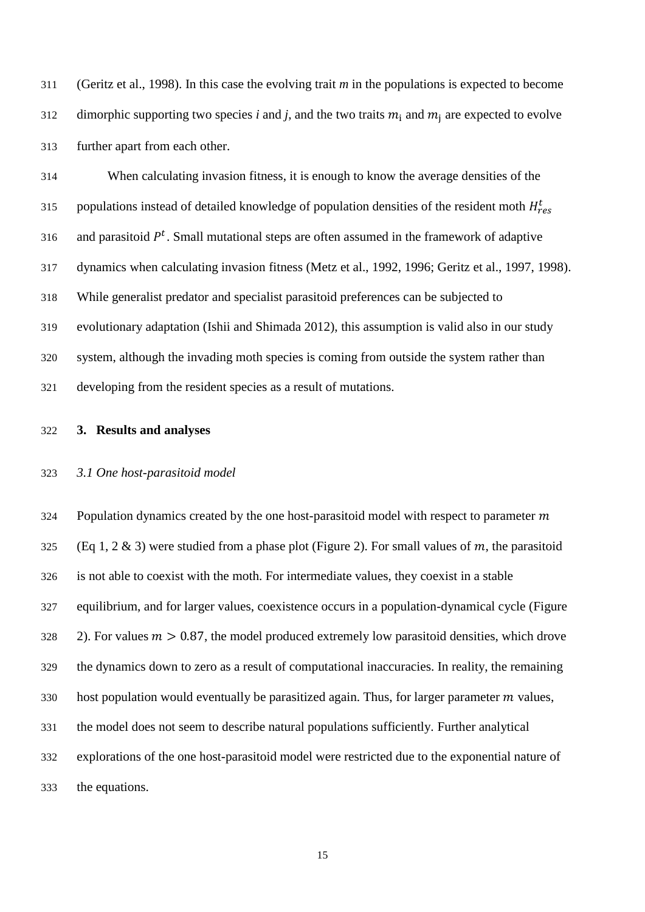(Geritz et al., 1998). In this case the evolving trait *m* in the populations is expected to become dimorphic supporting two species *i* and *j*, and the two traits $m_i$ and $m_j$ are expected to evolve further apart from each other.

When calculating invasion fitness, it is enough to know the average densities of the populations instead of detailed knowledge of population densities of the resident moth $H_{res}^t$ and parasitoid $P^t$. Small mutational steps are often assumed in the framework of adaptive dynamics when calculating invasion fitness (Metz et al., 1992, 1996; Geritz et al., 1997, 1998). While generalist predator and specialist parasitoid preferences can be subjected to evolutionary adaptation (Ishii and Shimada 2012), this assumption is valid also in our study system, although the invading moth species is coming from outside the system rather than developing from the resident species as a result of mutations.

## 3. Results and analyses

### *3.1 One host-parasitoid model*

Population dynamics created by the one host-parasitoid model with respect to parameter $m$ (Eq 1, 2 & 3) were studied from a phase plot (Figure 2). For small values of $m$, the parasitoid is not able to coexist with the moth. For intermediate values, they coexist in a stable equilibrium, and for larger values, coexistence occurs in a population-dynamical cycle (Figure 2). For values $m > 0.87$, the model produced extremely low parasitoid densities, which drove the dynamics down to zero as a result of computational inaccuracies. In reality, the remaining host population would eventually be parasitized again. Thus, for larger parameter $m$ values, the model does not seem to describe natural populations sufficiently. Further analytical explorations of the one host-parasitoid model were restricted due to the exponential nature of the equations.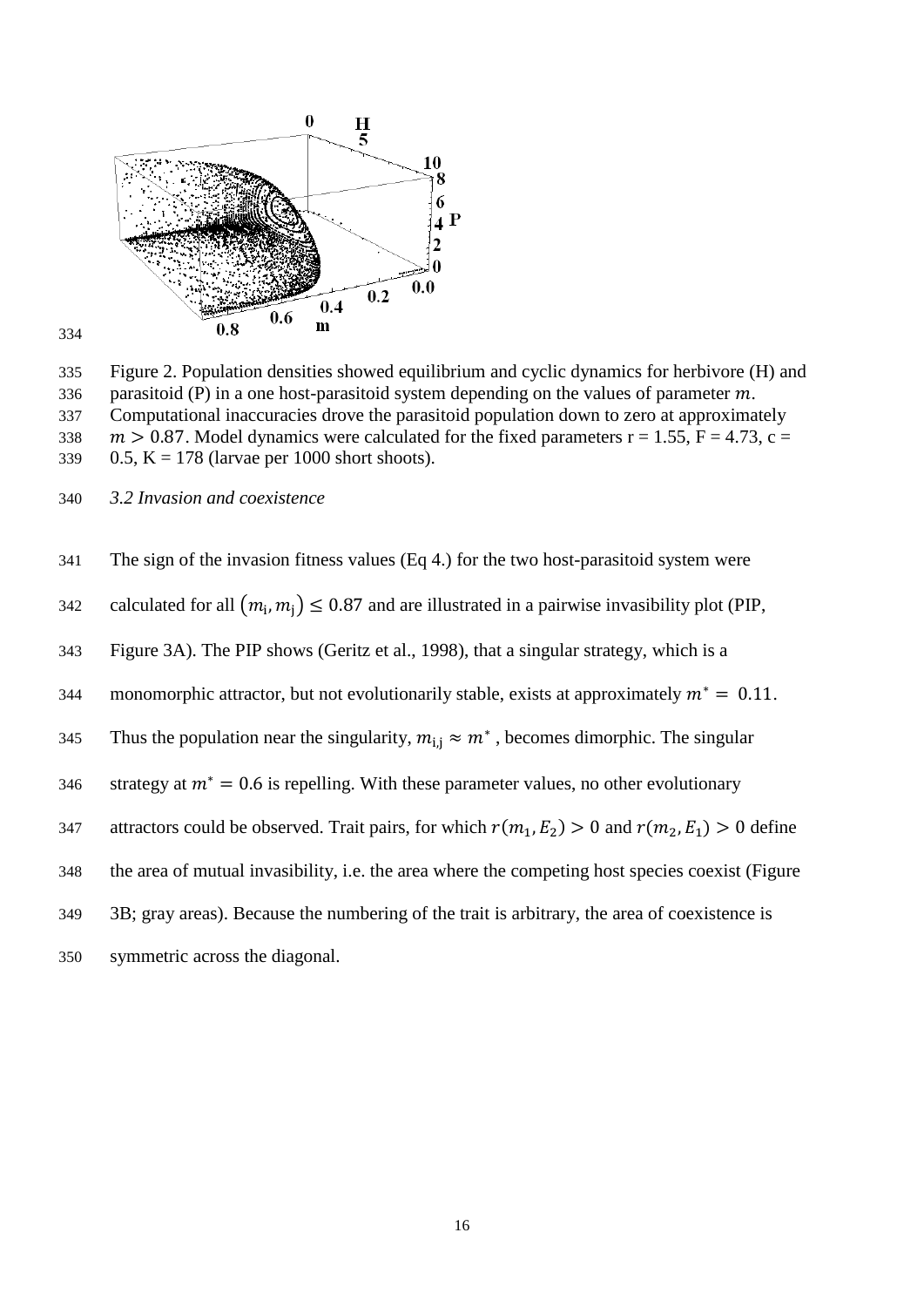Figure 2. Population densities showed equilibrium and cyclic dynamics for herbivore (H) and parasitoid (P) in a one host-parasitoid system depending on the values of parameter $m$. Computational inaccuracies drove the parasitoid population down to zero at approximately $m > 0.87$. Model dynamics were calculated for the fixed parameters r = 1.55, F = 4.73, c = 0.5, K = 178 (larvae per 1000 short shoots).

### *3.2 Invasion and coexistence*

The sign of the invasion fitness values (Eq 4.) for the two host-parasitoid system were calculated for all $(m_i, m_j) \leq 0.87$ and are illustrated in a pairwise invasibility plot (PIP, Figure 3A). The PIP shows (Geritz et al., 1998), that a singular strategy, which is a monomorphic attractor, but not evolutionarily stable, exists at approximately $m^* = 0.11$. Thus the population near the singularity, $m_{i,j} \approx m^*$, becomes dimorphic. The singular strategy at $m^* = 0.6$ is repelling. With these parameter values, no other evolutionary attractors could be observed. Trait pairs, for which $r(m_1, E_2) > 0$ and $r(m_2, E_1) > 0$ define the area of mutual invasibility, i.e. the area where the competing host species coexist (Figure 3B; gray areas). Because the numbering of the trait is arbitrary, the area of coexistence is symmetric across the diagonal.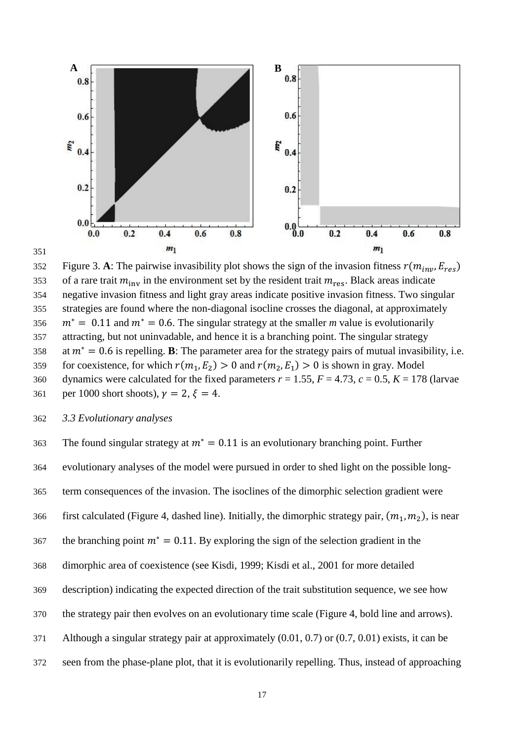Figure 3. **A**: The pairwise invasibility plot shows the sign of the invasion fitness $r(m_{inv}, E_{res})$ of a rare trait $m_{\text{inv}}$ in the environment set by the resident trait $m_{\text{res}}$. Black areas indicate negative invasion fitness and light gray areas indicate positive invasion fitness. Two singular strategies are found where the non-diagonal isocline crosses the diagonal, at approximately $m^* = 0.11$ and $m^* = 0.6$. The singular strategy at the smaller *m* value is evolutionarily attracting, but not uninvadable, and hence it is a branching point. The singular strategy at $m^* = 0.6$ is repelling. **B**: The parameter area for the strategy pairs of mutual invasibility, i.e. for coexistence, for which $r(m_1, E_2) > 0$ and $r(m_2, E_1) > 0$ is shown in gray. Model dynamics were calculated for the fixed parameters *r* = 1.55, *F* = 4.73, *c* = 0.5, *K* = 178 (larvae per 1000 short shoots), $\gamma = 2$, $\xi = 4$.

### *3.3 Evolutionary analyses*

The found singular strategy at $m^* = 0.11$ is an evolutionary branching point. Further evolutionary analyses of the model were pursued in order to shed light on the possible long-term consequences of the invasion. The isoclines of the dimorphic selection gradient were first calculated (Figure 4, dashed line). Initially, the dimorphic strategy pair, $(m_1, m_2)$, is near the branching point $m^* = 0.11$. By exploring the sign of the selection gradient in the dimorphic area of coexistence (see Kisdi, 1999; Kisdi et al., 2001 for more detailed description) indicating the expected direction of the trait substitution sequence, we see how the strategy pair then evolves on an evolutionary time scale (Figure 4, bold line and arrows). Although a singular strategy pair at approximately (0.01, 0.7) or (0.7, 0.01) exists, it can be seen from the phase-plane plot, that it is evolutionarily repelling. Thus, instead of approaching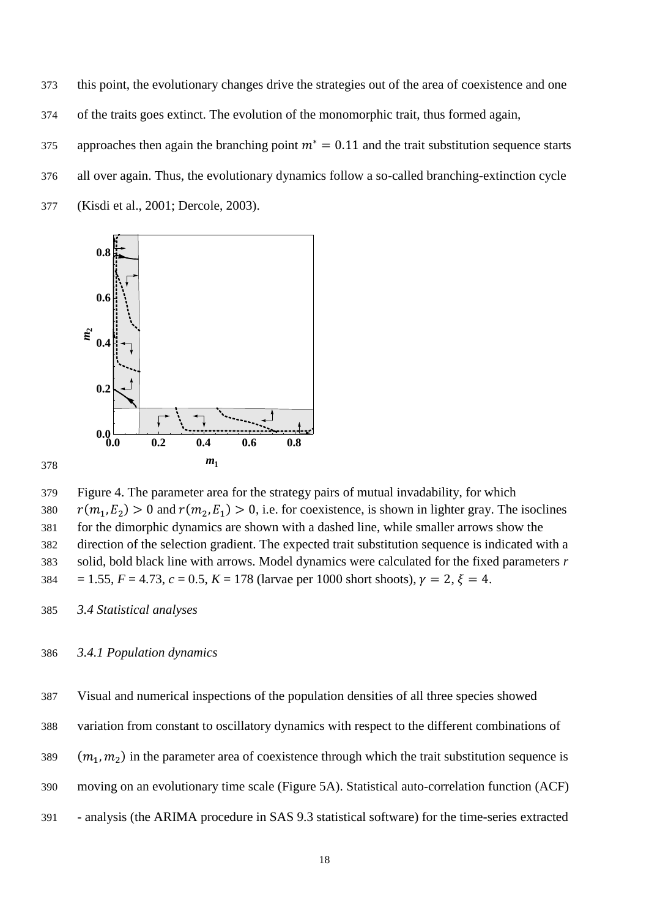this point, the evolutionary changes drive the strategies out of the area of coexistence and one of the traits goes extinct. The evolution of the monomorphic trait, thus formed again, approaches then again the branching point $m^* = 0.11$ and the trait substitution sequence starts all over again. Thus, the evolutionary dynamics follow a so-called branching-extinction cycle (Kisdi et al., 2001; Dercole, 2003).

Figure 4. The parameter area for the strategy pairs of mutual invadability, for which $r(m_1, E_2) > 0$ and $r(m_2, E_1) > 0$, i.e. for coexistence, is shown in lighter gray. The isoclines for the dimorphic dynamics are shown with a dashed line, while smaller arrows show the direction of the selection gradient. The expected trait substitution sequence is indicated with a solid, bold black line with arrows. Model dynamics were calculated for the fixed parameters $r$ = 1.55, $F$ = 4.73, $c$ = 0.5, $K$ = 178 (larvae per 1000 short shoots), $\gamma = 2$, $\xi = 4$.

*3.4 Statistical analyses*

*3.4.1 Population dynamics*

Visual and numerical inspections of the population densities of all three species showed variation from constant to oscillatory dynamics with respect to the different combinations of $(m_1, m_2)$ in the parameter area of coexistence through which the trait substitution sequence is moving on an evolutionary time scale (Figure 5A). Statistical auto-correlation function (ACF) - analysis (the ARIMA procedure in SAS 9.3 statistical software) for the time-series extracted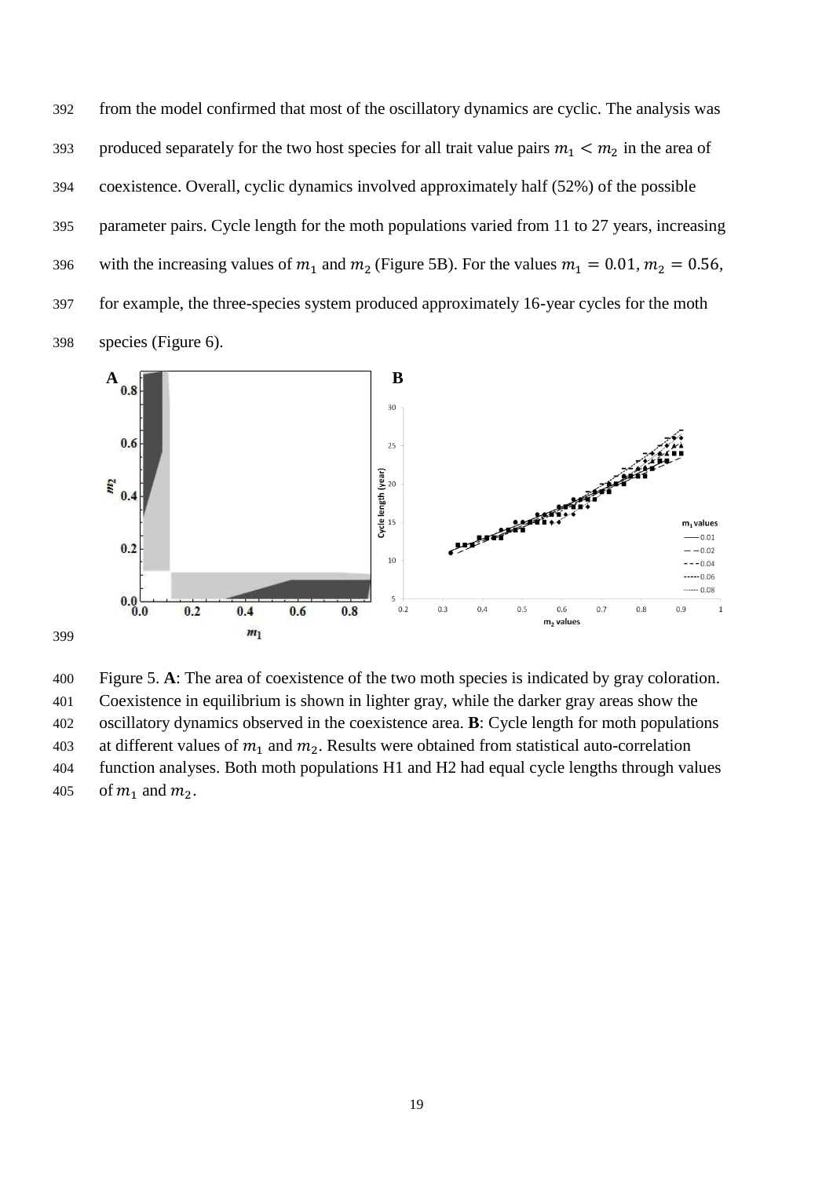from the model confirmed that most of the oscillatory dynamics are cyclic. The analysis was produced separately for the two host species for all trait value pairs $m_1 < m_2$ in the area of coexistence. Overall, cyclic dynamics involved approximately half (52%) of the possible parameter pairs. Cycle length for the moth populations varied from 11 to 27 years, increasing with the increasing values of $m_1$ and $m_2$ (Figure 5B). For the values $m_1 = 0.01, m_2 = 0.56$, for example, the three-species system produced approximately 16-year cycles for the moth species (Figure 6).

Figure 5. **A**: The area of coexistence of the two moth species is indicated by gray coloration. Coexistence in equilibrium is shown in lighter gray, while the darker gray areas show the oscillatory dynamics observed in the coexistence area. **B**: Cycle length for moth populations at different values of $m_1$ and $m_2$. Results were obtained from statistical auto-correlation function analyses. Both moth populations H1 and H2 had equal cycle lengths through values of $m_1$ and $m_2$.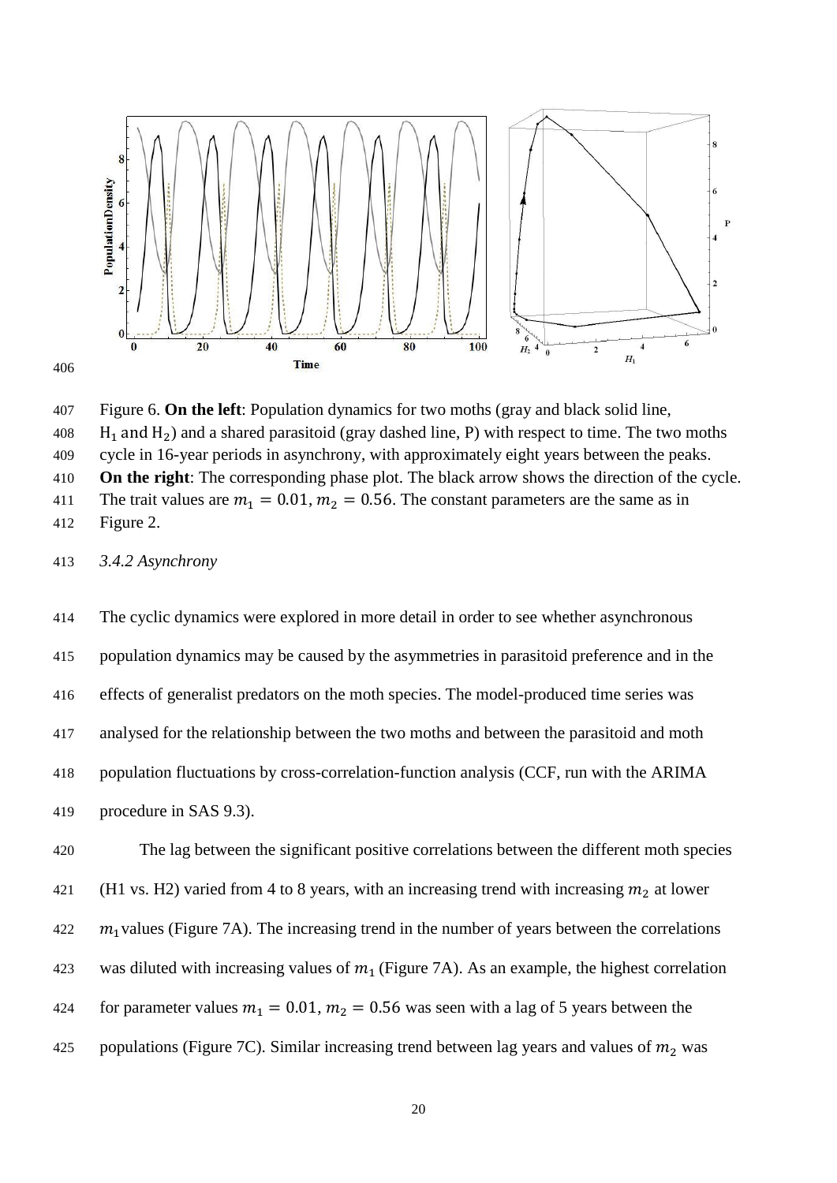Figure 6. **On the left**: Population dynamics for two moths (gray and black solid line, $H_1$ and $H_2$) and a shared parasitoid (gray dashed line, P) with respect to time. The two moths cycle in 16-year periods in asynchrony, with approximately eight years between the peaks. **On the right**: The corresponding phase plot. The black arrow shows the direction of the cycle. The trait values are $m_1 = 0.01, m_2 = 0.56$. The constant parameters are the same as in Figure 2.

### *3.4.2 Asynchrony*

The cyclic dynamics were explored in more detail in order to see whether asynchronous population dynamics may be caused by the asymmetries in parasitoid preference and in the effects of generalist predators on the moth species. The model-produced time series was analysed for the relationship between the two moths and between the parasitoid and moth population fluctuations by cross-correlation-function analysis (CCF, run with the ARIMA procedure in SAS 9.3).

The lag between the significant positive correlations between the different moth species (H1 vs. H2) varied from 4 to 8 years, with an increasing trend with increasing $m_2$ at lower $m_1$ values (Figure 7A). The increasing trend in the number of years between the correlations was diluted with increasing values of $m_1$ (Figure 7A). As an example, the highest correlation for parameter values $m_1 = 0.01, m_2 = 0.56$ was seen with a lag of 5 years between the populations (Figure 7C). Similar increasing trend between lag years and values of $m_2$ was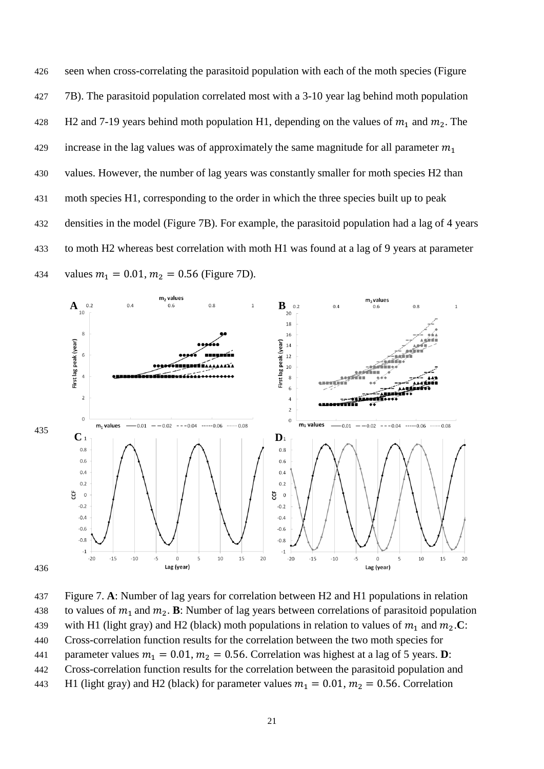seen when cross-correlating the parasitoid population with each of the moth species (Figure 7B). The parasitoid population correlated most with a 3-10 year lag behind moth population H2 and 7-19 years behind moth population H1, depending on the values of $m_1$ and $m_2$. The increase in the lag values was of approximately the same magnitude for all parameter $m_1$ values. However, the number of lag years was constantly smaller for moth species H2 than moth species H1, corresponding to the order in which the three species built up to peak densities in the model (Figure 7B). For example, the parasitoid population had a lag of 4 years to moth H2 whereas best correlation with moth H1 was found at a lag of 9 years at parameter values $m_1 = 0.01, m_2 = 0.56$ (Figure 7D).

Figure 7. **A**: Number of lag years for correlation between H2 and H1 populations in relation to values of $m_1$ and $m_2$. **B**: Number of lag years between correlations of parasitoid population with H1 (light gray) and H2 (black) moth populations in relation to values of $m_1$ and $m_2$. **C**: Cross-correlation function results for the correlation between the two moth species for parameter values $m_1 = 0.01, m_2 = 0.56$. Correlation was highest at a lag of 5 years. **D**: Cross-correlation function results for the correlation between the parasitoid population and H1 (light gray) and H2 (black) for parameter values $m_1 = 0.01, m_2 = 0.56$. Correlation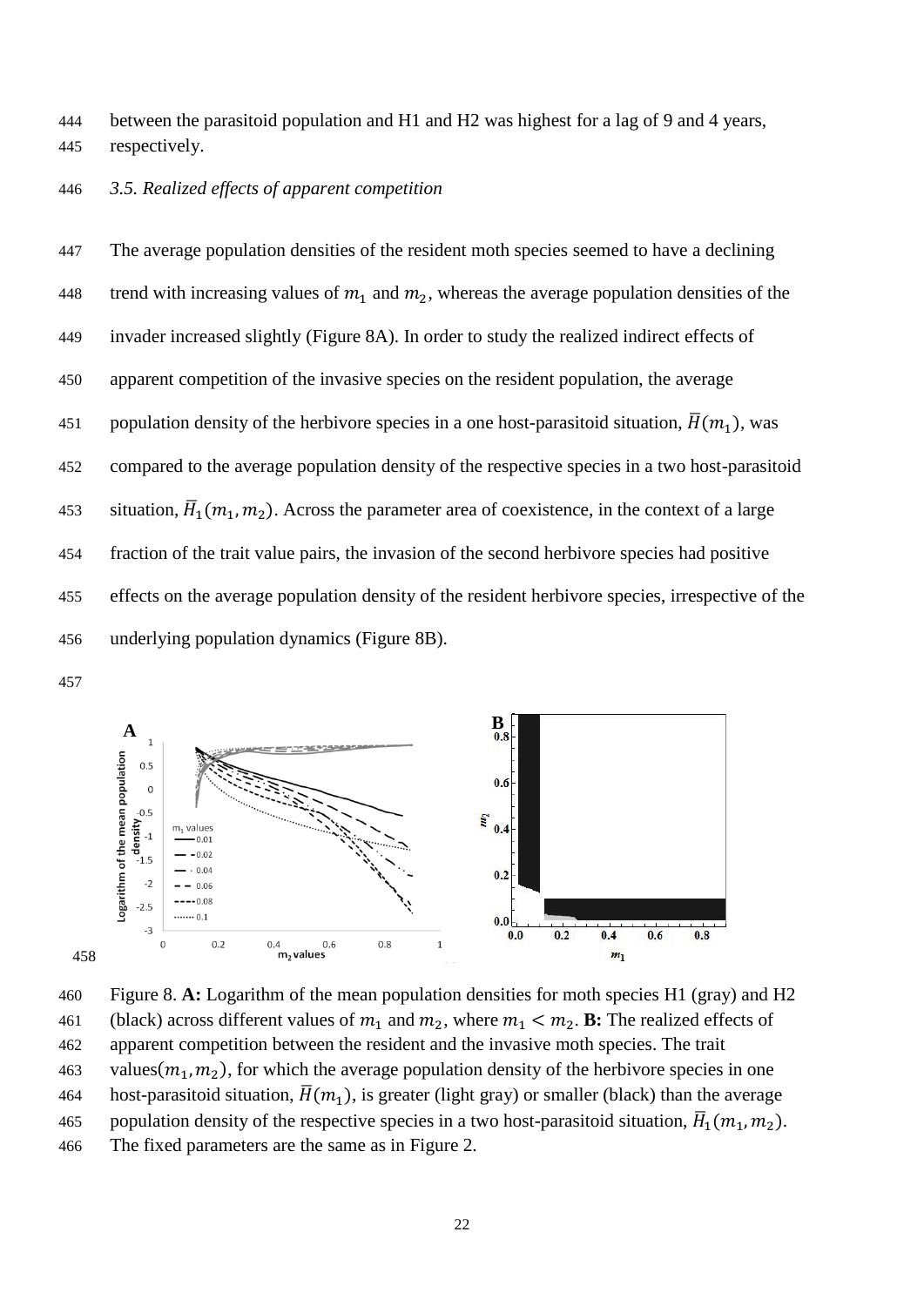between the parasitoid population and H1 and H2 was highest for a lag of 9 and 4 years, respectively.

### *3.5. Realized effects of apparent competition*

The average population densities of the resident moth species seemed to have a declining trend with increasing values of $m_1$ and $m_2$, whereas the average population densities of the invader increased slightly (Figure 8A). In order to study the realized indirect effects of apparent competition of the invasive species on the resident population, the average population density of the herbivore species in a one host-parasitoid situation, $\bar{H}(m_1)$, was compared to the average population density of the respective species in a two host-parasitoid situation, $\bar{H}_1(m_1, m_2)$. Across the parameter area of coexistence, in the context of a large fraction of the trait value pairs, the invasion of the second herbivore species had positive effects on the average population density of the resident herbivore species, irrespective of the underlying population dynamics (Figure 8B).

Figure 8. **A:** Logarithm of the mean population densities for moth species H1 (gray) and H2 (black) across different values of $m_1$ and $m_2$, where $m_1 < m_2$. **B:** The realized effects of apparent competition between the resident and the invasive moth species. The trait values$(m_1, m_2)$, for which the average population density of the herbivore species in one host-parasitoid situation, $\bar{H}(m_1)$, is greater (light gray) or smaller (black) than the average population density of the respective species in a two host-parasitoid situation, $\bar{H}_1(m_1, m_2)$. The fixed parameters are the same as in Figure 2.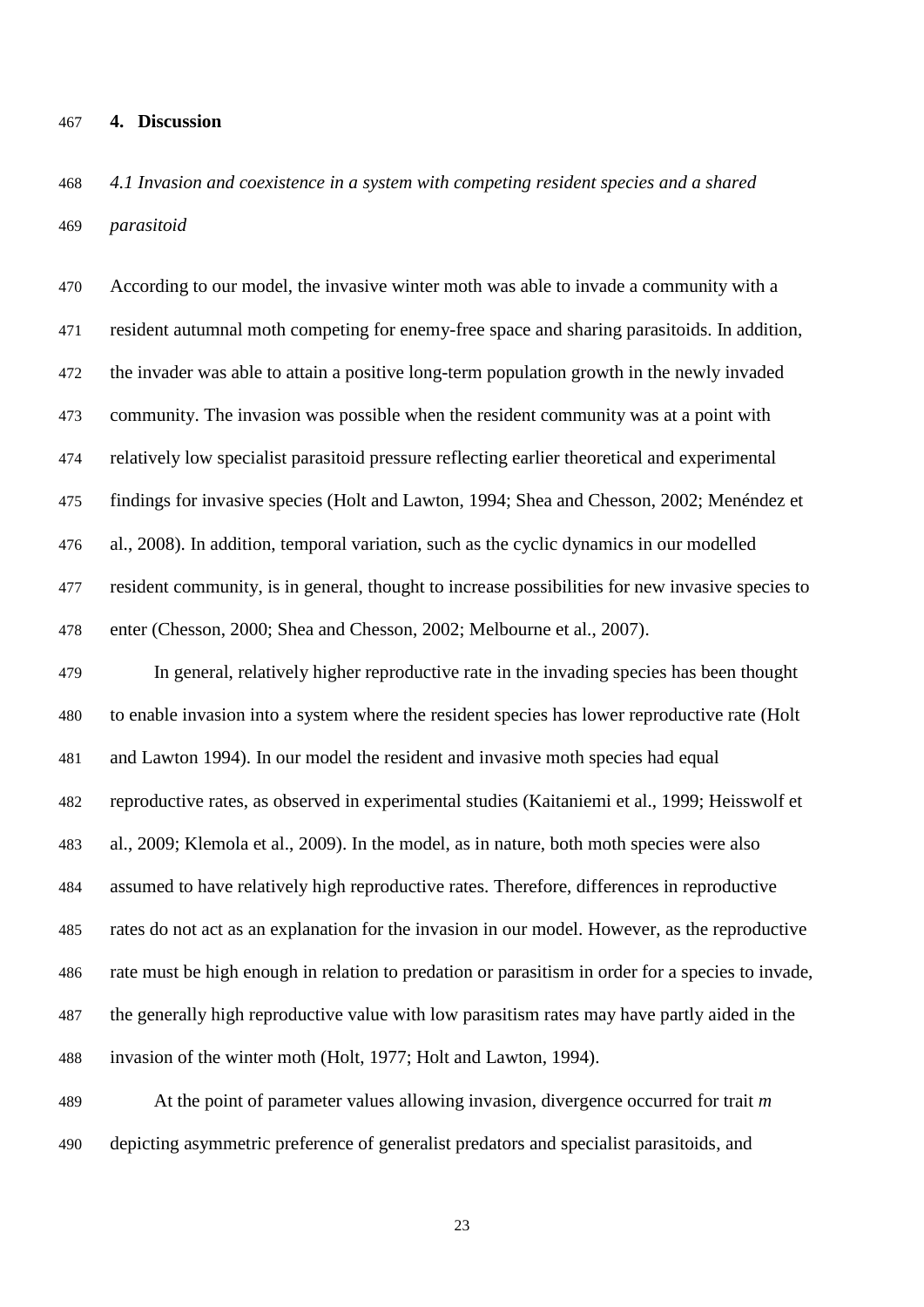# 4. Discussion

### *4.1 Invasion and coexistence in a system with competing resident species and a shared parasitoid*

According to our model, the invasive winter moth was able to invade a community with a resident autumnal moth competing for enemy-free space and sharing parasitoids. In addition, the invader was able to attain a positive long-term population growth in the newly invaded community. The invasion was possible when the resident community was at a point with relatively low specialist parasitoid pressure reflecting earlier theoretical and experimental findings for invasive species (Holt and Lawton, 1994; Shea and Chesson, 2002; Menéndez et al., 2008). In addition, temporal variation, such as the cyclic dynamics in our modelled resident community, is in general, thought to increase possibilities for new invasive species to enter (Chesson, 2000; Shea and Chesson, 2002; Melbourne et al., 2007).

In general, relatively higher reproductive rate in the invading species has been thought to enable invasion into a system where the resident species has lower reproductive rate (Holt and Lawton 1994). In our model the resident and invasive moth species had equal reproductive rates, as observed in experimental studies (Kaitaniemi et al., 1999; Heisswolf et al., 2009; Klemola et al., 2009). In the model, as in nature, both moth species were also assumed to have relatively high reproductive rates. Therefore, differences in reproductive rates do not act as an explanation for the invasion in our model. However, as the reproductive rate must be high enough in relation to predation or parasitism in order for a species to invade, the generally high reproductive value with low parasitism rates may have partly aided in the invasion of the winter moth (Holt, 1977; Holt and Lawton, 1994).

At the point of parameter values allowing invasion, divergence occurred for trait $m$ depicting asymmetric preference of generalist predators and specialist parasitoids, and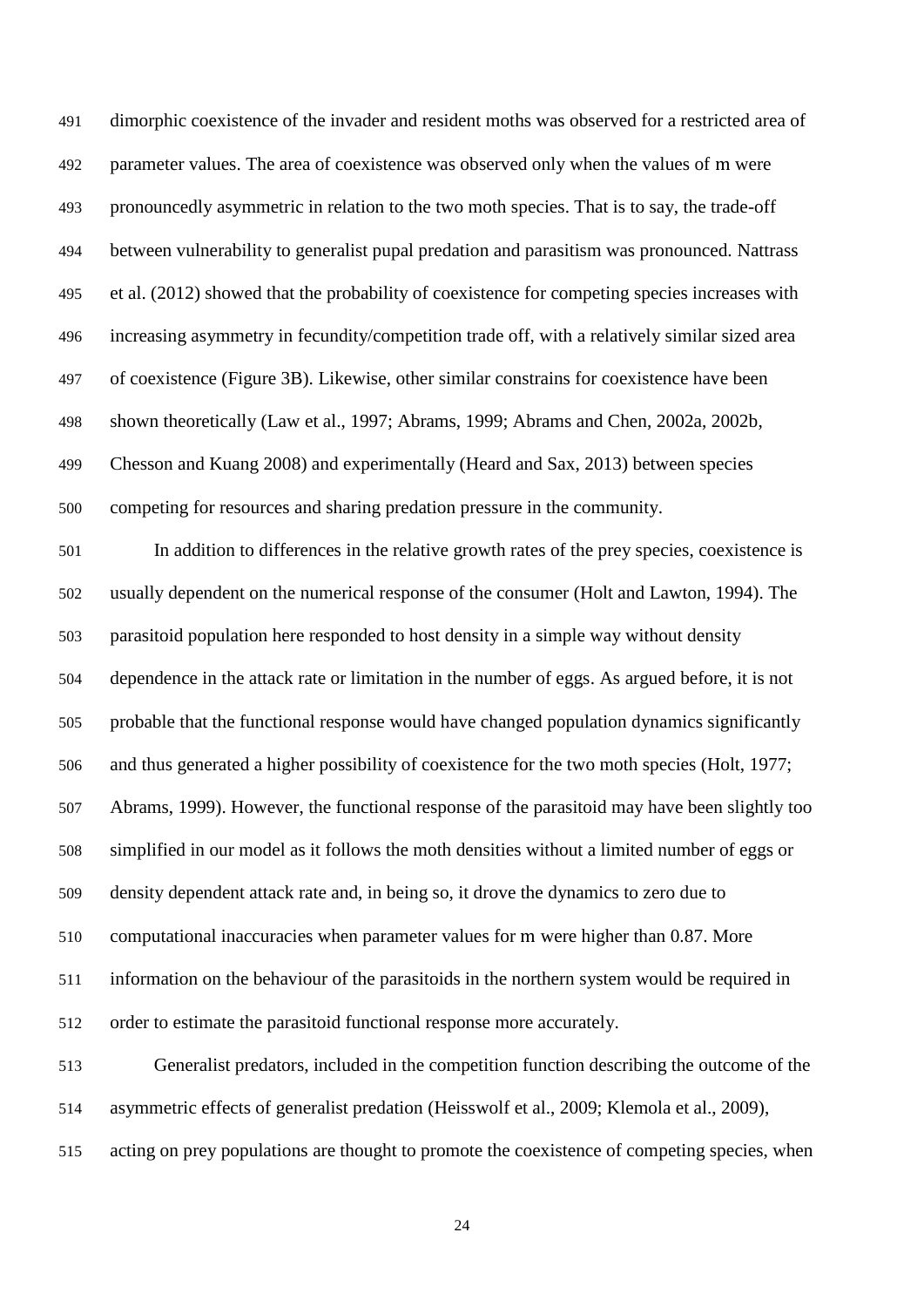dimorphic coexistence of the invader and resident moths was observed for a restricted area of parameter values. The area of coexistence was observed only when the values of m were pronouncedly asymmetric in relation to the two moth species. That is to say, the trade-off between vulnerability to generalist pupal predation and parasitism was pronounced. Nattrass et al. (2012) showed that the probability of coexistence for competing species increases with increasing asymmetry in fecundity/competition trade off, with a relatively similar sized area of coexistence (Figure 3B). Likewise, other similar constrains for coexistence have been shown theoretically (Law et al., 1997; Abrams, 1999; Abrams and Chen, 2002a, 2002b, Chesson and Kuang 2008) and experimentally (Heard and Sax, 2013) between species competing for resources and sharing predation pressure in the community.

In addition to differences in the relative growth rates of the prey species, coexistence is usually dependent on the numerical response of the consumer (Holt and Lawton, 1994). The parasitoid population here responded to host density in a simple way without density dependence in the attack rate or limitation in the number of eggs. As argued before, it is not probable that the functional response would have changed population dynamics significantly and thus generated a higher possibility of coexistence for the two moth species (Holt, 1977; Abrams, 1999). However, the functional response of the parasitoid may have been slightly too simplified in our model as it follows the moth densities without a limited number of eggs or density dependent attack rate and, in being so, it drove the dynamics to zero due to computational inaccuracies when parameter values for m were higher than 0.87. More information on the behaviour of the parasitoids in the northern system would be required in order to estimate the parasitoid functional response more accurately.

Generalist predators, included in the competition function describing the outcome of the asymmetric effects of generalist predation (Heisswolf et al., 2009; Klemola et al., 2009), acting on prey populations are thought to promote the coexistence of competing species, when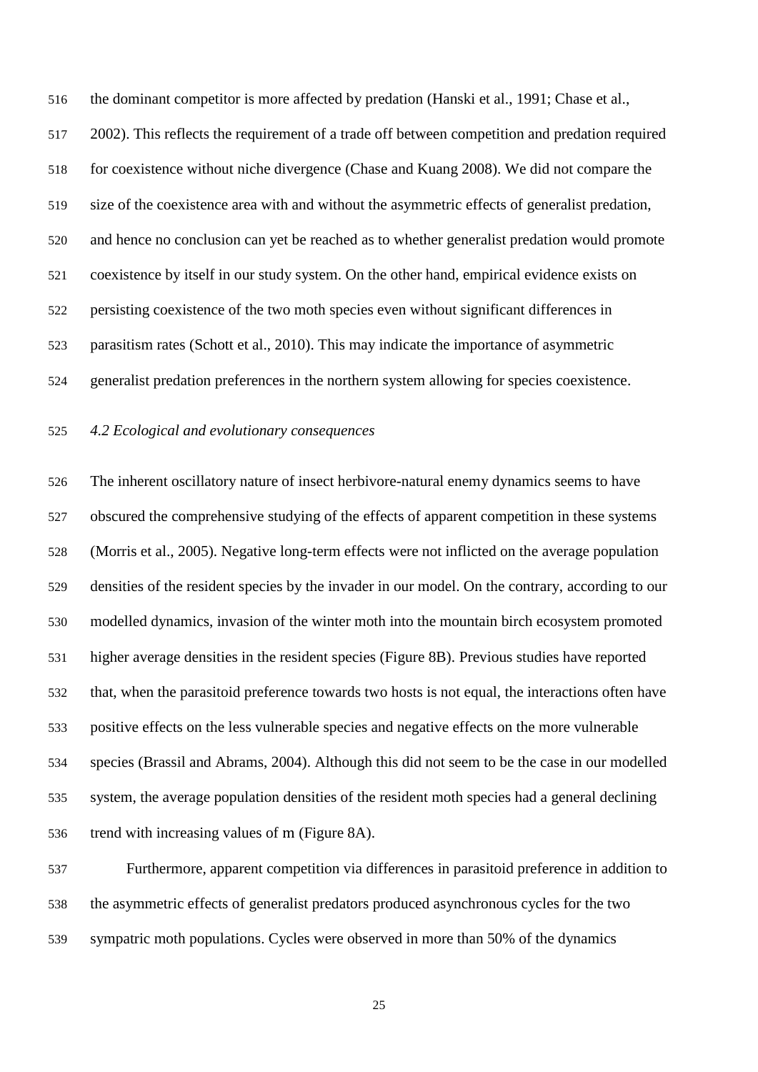the dominant competitor is more affected by predation (Hanski et al., 1991; Chase et al., 2002). This reflects the requirement of a trade off between competition and predation required for coexistence without niche divergence (Chase and Kuang 2008). We did not compare the size of the coexistence area with and without the asymmetric effects of generalist predation, and hence no conclusion can yet be reached as to whether generalist predation would promote coexistence by itself in our study system. On the other hand, empirical evidence exists on persisting coexistence of the two moth species even without significant differences in parasitism rates (Schott et al., 2010). This may indicate the importance of asymmetric generalist predation preferences in the northern system allowing for species coexistence.

### *4.2 Ecological and evolutionary consequences*

The inherent oscillatory nature of insect herbivore-natural enemy dynamics seems to have obscured the comprehensive studying of the effects of apparent competition in these systems (Morris et al., 2005). Negative long-term effects were not inflicted on the average population densities of the resident species by the invader in our model. On the contrary, according to our modelled dynamics, invasion of the winter moth into the mountain birch ecosystem promoted higher average densities in the resident species (Figure 8B). Previous studies have reported that, when the parasitoid preference towards two hosts is not equal, the interactions often have positive effects on the less vulnerable species and negative effects on the more vulnerable species (Brassil and Abrams, 2004). Although this did not seem to be the case in our modelled system, the average population densities of the resident moth species had a general declining trend with increasing values of m (Figure 8A).

Furthermore, apparent competition via differences in parasitoid preference in addition to the asymmetric effects of generalist predators produced asynchronous cycles for the two sympatric moth populations. Cycles were observed in more than 50% of the dynamics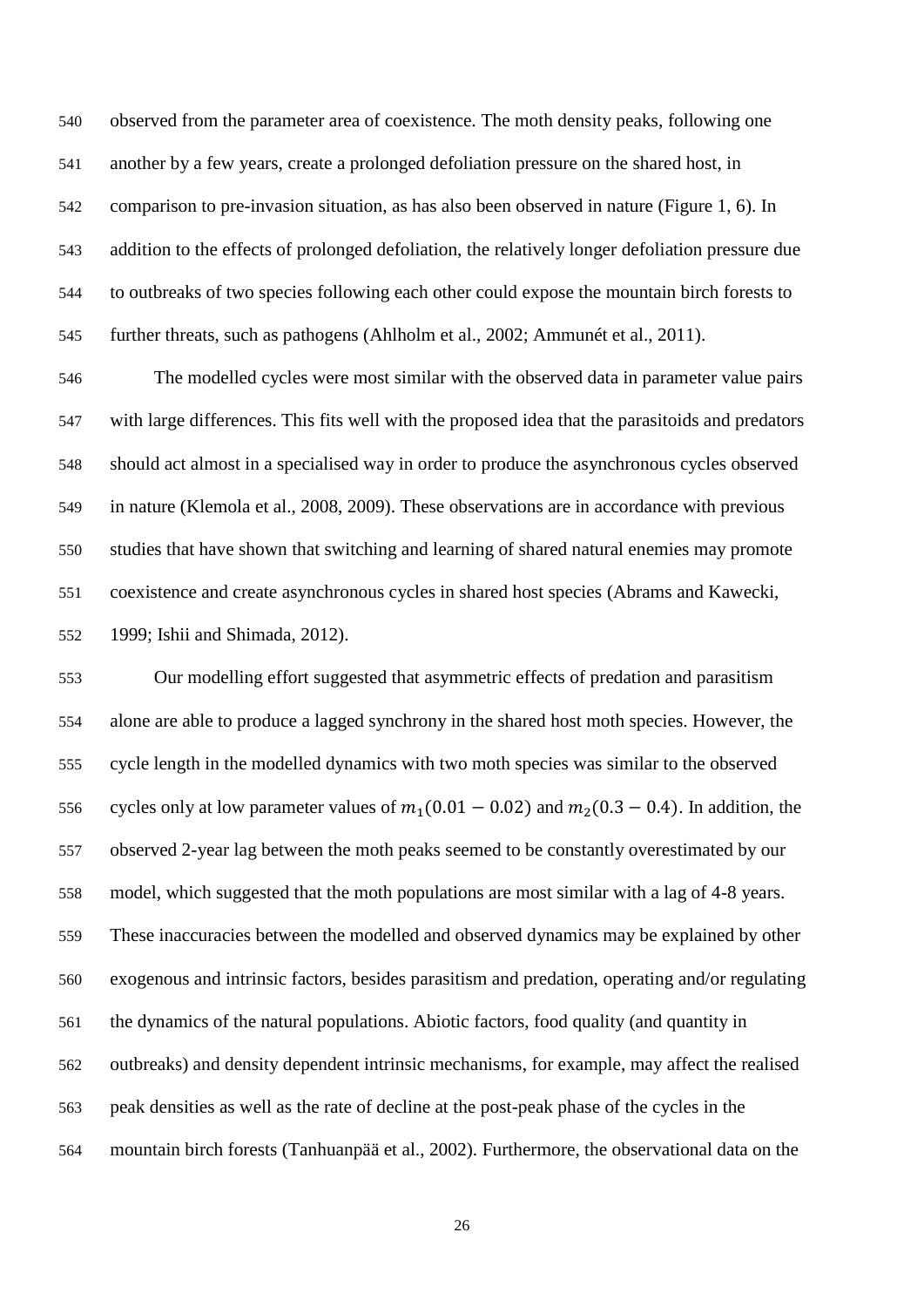observed from the parameter area of coexistence. The moth density peaks, following one another by a few years, create a prolonged defoliation pressure on the shared host, in comparison to pre-invasion situation, as has also been observed in nature (Figure 1, 6). In addition to the effects of prolonged defoliation, the relatively longer defoliation pressure due to outbreaks of two species following each other could expose the mountain birch forests to further threats, such as pathogens (Ahlholm et al., 2002; Ammunét et al., 2011).

The modelled cycles were most similar with the observed data in parameter value pairs with large differences. This fits well with the proposed idea that the parasitoids and predators should act almost in a specialised way in order to produce the asynchronous cycles observed in nature (Klemola et al., 2008, 2009). These observations are in accordance with previous studies that have shown that switching and learning of shared natural enemies may promote coexistence and create asynchronous cycles in shared host species (Abrams and Kawecki, 1999; Ishii and Shimada, 2012).

Our modelling effort suggested that asymmetric effects of predation and parasitism alone are able to produce a lagged synchrony in the shared host moth species. However, the cycle length in the modelled dynamics with two moth species was similar to the observed cycles only at low parameter values of $m_1(0.01 - 0.02)$ and $m_2(0.3 - 0.4)$. In addition, the observed 2-year lag between the moth peaks seemed to be constantly overestimated by our model, which suggested that the moth populations are most similar with a lag of 4-8 years. These inaccuracies between the modelled and observed dynamics may be explained by other exogenous and intrinsic factors, besides parasitism and predation, operating and/or regulating the dynamics of the natural populations. Abiotic factors, food quality (and quantity in outbreaks) and density dependent intrinsic mechanisms, for example, may affect the realised peak densities as well as the rate of decline at the post-peak phase of the cycles in the mountain birch forests (Tanhuanpää et al., 2002). Furthermore, the observational data on the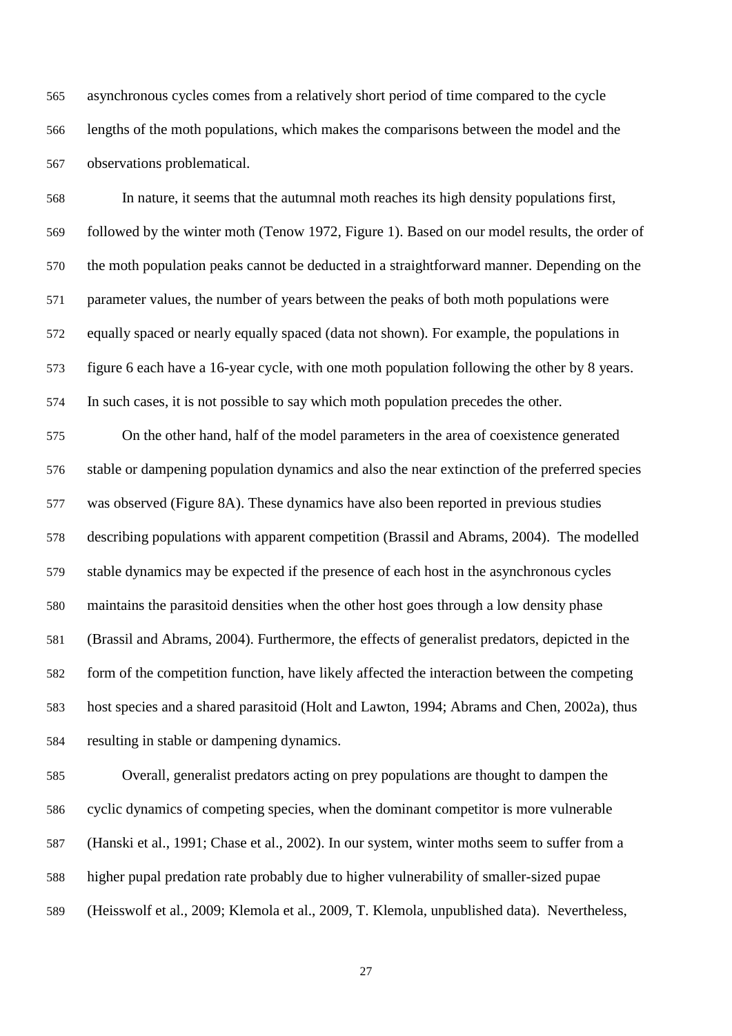asynchronous cycles comes from a relatively short period of time compared to the cycle lengths of the moth populations, which makes the comparisons between the model and the observations problematical.

In nature, it seems that the autumnal moth reaches its high density populations first, followed by the winter moth (Tenow 1972, Figure 1). Based on our model results, the order of the moth population peaks cannot be deducted in a straightforward manner. Depending on the parameter values, the number of years between the peaks of both moth populations were equally spaced or nearly equally spaced (data not shown). For example, the populations in figure 6 each have a 16-year cycle, with one moth population following the other by 8 years. In such cases, it is not possible to say which moth population precedes the other.

On the other hand, half of the model parameters in the area of coexistence generated stable or dampening population dynamics and also the near extinction of the preferred species was observed (Figure 8A). These dynamics have also been reported in previous studies describing populations with apparent competition (Brassil and Abrams, 2004). The modelled stable dynamics may be expected if the presence of each host in the asynchronous cycles maintains the parasitoid densities when the other host goes through a low density phase (Brassil and Abrams, 2004). Furthermore, the effects of generalist predators, depicted in the form of the competition function, have likely affected the interaction between the competing host species and a shared parasitoid (Holt and Lawton, 1994; Abrams and Chen, 2002a), thus resulting in stable or dampening dynamics.

Overall, generalist predators acting on prey populations are thought to dampen the cyclic dynamics of competing species, when the dominant competitor is more vulnerable (Hanski et al., 1991; Chase et al., 2002). In our system, winter moths seem to suffer from a higher pupal predation rate probably due to higher vulnerability of smaller-sized pupae (Heisswolf et al., 2009; Klemola et al., 2009, T. Klemola, unpublished data). Nevertheless,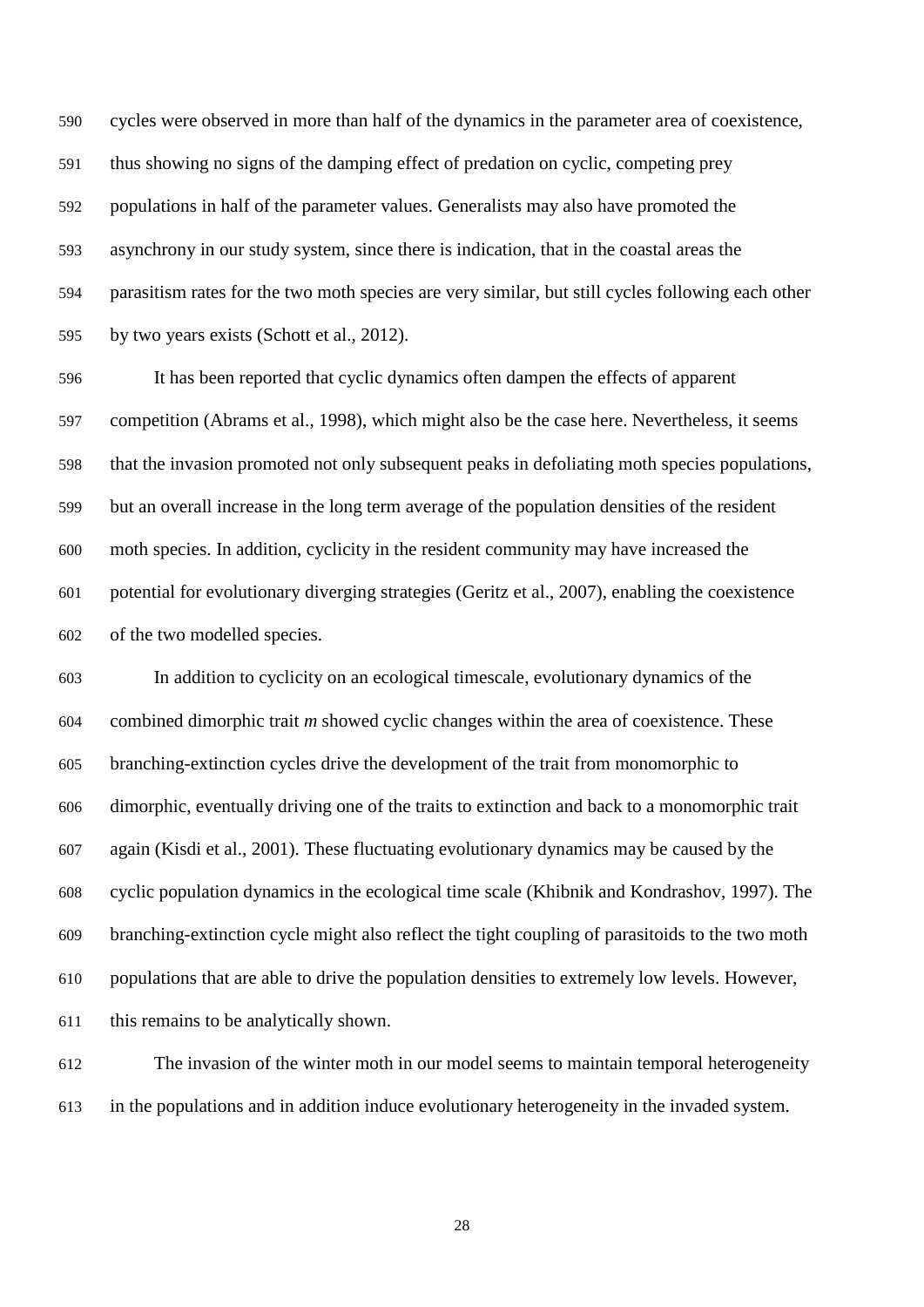cycles were observed in more than half of the dynamics in the parameter area of coexistence, thus showing no signs of the damping effect of predation on cyclic, competing prey populations in half of the parameter values. Generalists may also have promoted the asynchrony in our study system, since there is indication, that in the coastal areas the parasitism rates for the two moth species are very similar, but still cycles following each other by two years exists (Schott et al., 2012).

It has been reported that cyclic dynamics often dampen the effects of apparent competition (Abrams et al., 1998), which might also be the case here. Nevertheless, it seems that the invasion promoted not only subsequent peaks in defoliating moth species populations, but an overall increase in the long term average of the population densities of the resident moth species. In addition, cyclicity in the resident community may have increased the potential for evolutionary diverging strategies (Geritz et al., 2007), enabling the coexistence of the two modelled species.

In addition to cyclicity on an ecological timescale, evolutionary dynamics of the combined dimorphic trait $m$ showed cyclic changes within the area of coexistence. These branching-extinction cycles drive the development of the trait from monomorphic to dimorphic, eventually driving one of the traits to extinction and back to a monomorphic trait again (Kisdi et al., 2001). These fluctuating evolutionary dynamics may be caused by the cyclic population dynamics in the ecological time scale (Khibnik and Kondrashov, 1997). The branching-extinction cycle might also reflect the tight coupling of parasitoids to the two moth populations that are able to drive the population densities to extremely low levels. However, this remains to be analytically shown.

The invasion of the winter moth in our model seems to maintain temporal heterogeneity in the populations and in addition induce evolutionary heterogeneity in the invaded system.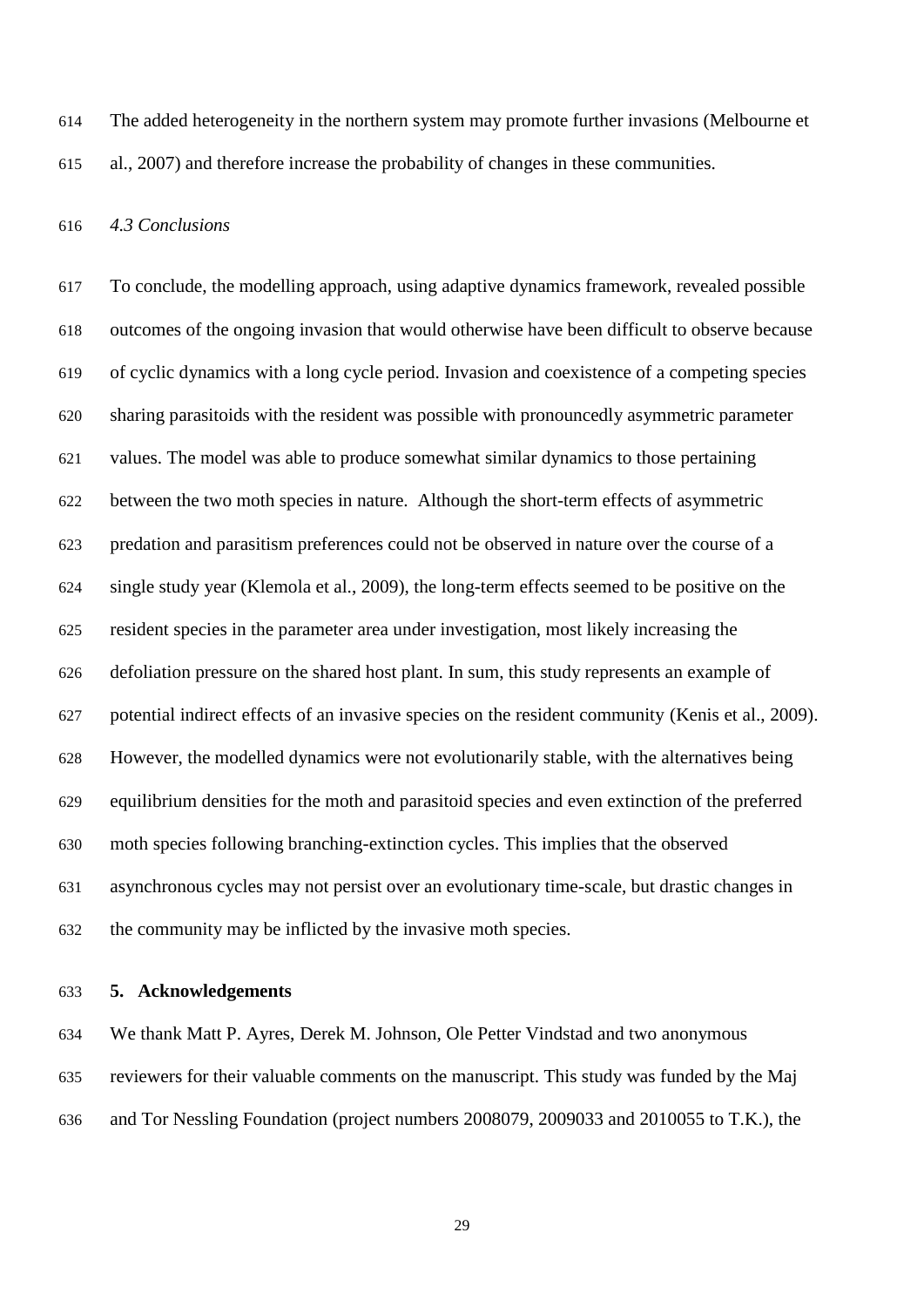The added heterogeneity in the northern system may promote further invasions (Melbourne et al., 2007) and therefore increase the probability of changes in these communities.

### *4.3 Conclusions*

To conclude, the modelling approach, using adaptive dynamics framework, revealed possible outcomes of the ongoing invasion that would otherwise have been difficult to observe because of cyclic dynamics with a long cycle period. Invasion and coexistence of a competing species sharing parasitoids with the resident was possible with pronouncedly asymmetric parameter values. The model was able to produce somewhat similar dynamics to those pertaining between the two moth species in nature. Although the short-term effects of asymmetric predation and parasitism preferences could not be observed in nature over the course of a single study year (Klemola et al., 2009), the long-term effects seemed to be positive on the resident species in the parameter area under investigation, most likely increasing the defoliation pressure on the shared host plant. In sum, this study represents an example of potential indirect effects of an invasive species on the resident community (Kenis et al., 2009). However, the modelled dynamics were not evolutionarily stable, with the alternatives being equilibrium densities for the moth and parasitoid species and even extinction of the preferred moth species following branching-extinction cycles. This implies that the observed asynchronous cycles may not persist over an evolutionary time-scale, but drastic changes in the community may be inflicted by the invasive moth species.

## 5. Acknowledgements

We thank Matt P. Ayres, Derek M. Johnson, Ole Petter Vindstad and two anonymous reviewers for their valuable comments on the manuscript. This study was funded by the Maj and Tor Nessling Foundation (project numbers 2008079, 2009033 and 2010055 to T.K.), the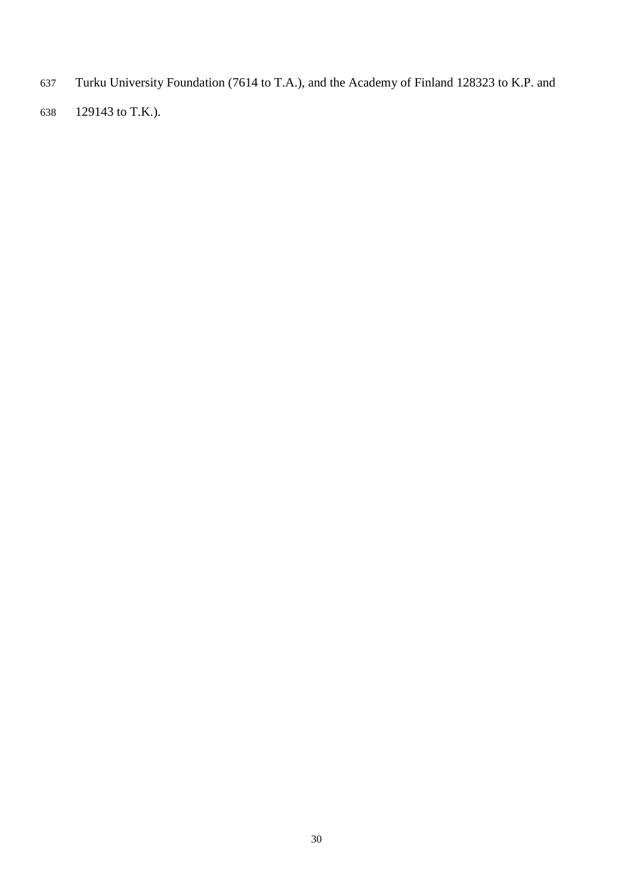Turku University Foundation (7614 to T.A.), and the Academy of Finland 128323 to K.P. and 129143 to T.K.).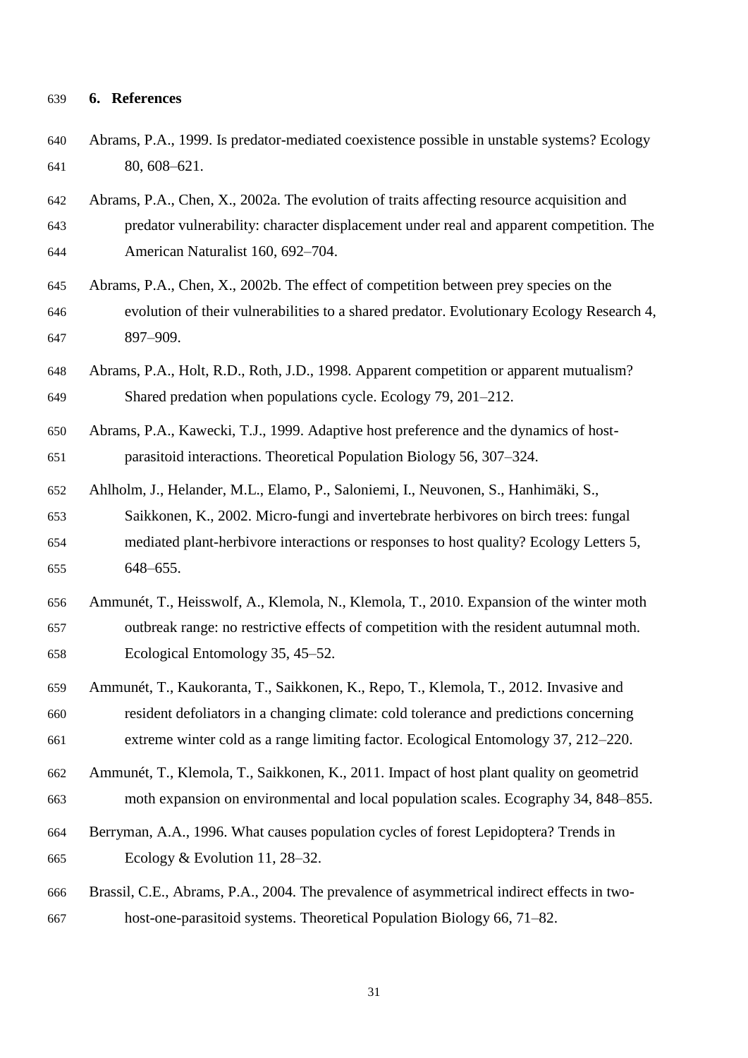## 6. References

Abrams, P.A., 1999. Is predator-mediated coexistence possible in unstable systems? Ecology 80, 608–621.

Abrams, P.A., Chen, X., 2002a. The evolution of traits affecting resource acquisition and predator vulnerability: character displacement under real and apparent competition. The American Naturalist 160, 692–704.

Abrams, P.A., Chen, X., 2002b. The effect of competition between prey species on the evolution of their vulnerabilities to a shared predator. Evolutionary Ecology Research 4, 897–909.

Abrams, P.A., Holt, R.D., Roth, J.D., 1998. Apparent competition or apparent mutualism? Shared predation when populations cycle. Ecology 79, 201–212.

Abrams, P.A., Kawecki, T.J., 1999. Adaptive host preference and the dynamics of host-parasitoid interactions. Theoretical Population Biology 56, 307–324.

Ahlholm, J., Helander, M.L., Elamo, P., Saloniemi, I., Neuvonen, S., Hanhimäki, S., Saikkonen, K., 2002. Micro-fungi and invertebrate herbivores on birch trees: fungal mediated plant-herbivore interactions or responses to host quality? Ecology Letters 5, 648–655.

Ammunét, T., Heisswolf, A., Klemola, N., Klemola, T., 2010. Expansion of the winter moth outbreak range: no restrictive effects of competition with the resident autumnal moth. Ecological Entomology 35, 45–52.

Ammunét, T., Kaukoranta, T., Saikkonen, K., Repo, T., Klemola, T., 2012. Invasive and resident defoliators in a changing climate: cold tolerance and predictions concerning extreme winter cold as a range limiting factor. Ecological Entomology 37, 212–220.

Ammunét, T., Klemola, T., Saikkonen, K., 2011. Impact of host plant quality on geometrid moth expansion on environmental and local population scales. Ecography 34, 848–855.

Berryman, A.A., 1996. What causes population cycles of forest Lepidoptera? Trends in Ecology & Evolution 11, 28–32.

Brassil, C.E., Abrams, P.A., 2004. The prevalence of asymmetrical indirect effects in two-host-one-parasitoid systems. Theoretical Population Biology 66, 71–82.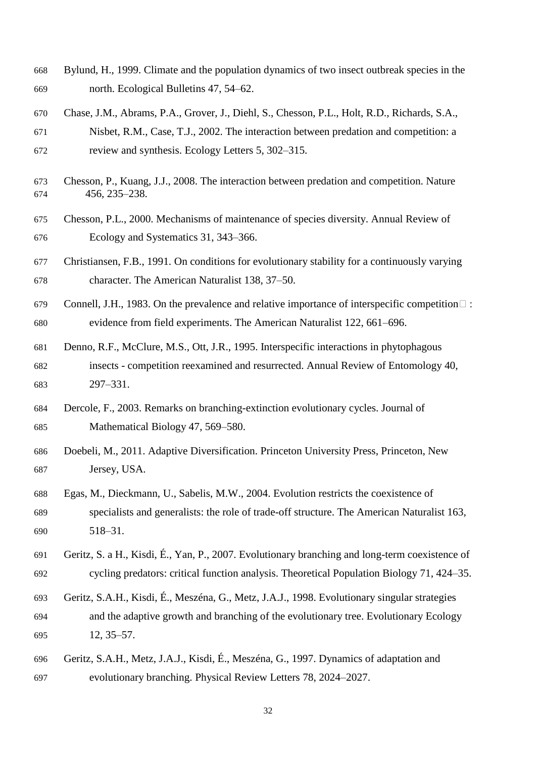Bylund, H., 1999. Climate and the population dynamics of two insect outbreak species in the north. Ecological Bulletins 47, 54–62.

Chase, J.M., Abrams, P.A., Grover, J., Diehl, S., Chesson, P.L., Holt, R.D., Richards, S.A., Nisbet, R.M., Case, T.J., 2002. The interaction between predation and competition: a review and synthesis. Ecology Letters 5, 302–315.

Chesson, P., Kuang, J.J., 2008. The interaction between predation and competition. Nature 456, 235–238.

Chesson, P.L., 2000. Mechanisms of maintenance of species diversity. Annual Review of Ecology and Systematics 31, 343–366.

Christiansen, F.B., 1991. On conditions for evolutionary stability for a continuously varying character. The American Naturalist 138, 37–50.

Connell, J.H., 1983. On the prevalence and relative importance of interspecific competition : evidence from field experiments. The American Naturalist 122, 661–696.

Denno, R.F., McClure, M.S., Ott, J.R., 1995. Interspecific interactions in phytophagous insects - competition reexamined and resurrected. Annual Review of Entomology 40, 297–331.

Dercole, F., 2003. Remarks on branching-extinction evolutionary cycles. Journal of Mathematical Biology 47, 569–580.

Doebeli, M., 2011. Adaptive Diversification. Princeton University Press, Princeton, New Jersey, USA.

Egas, M., Dieckmann, U., Sabelis, M.W., 2004. Evolution restricts the coexistence of specialists and generalists: the role of trade-off structure. The American Naturalist 163, 518–31.

Geritz, S. a H., Kisdi, É., Yan, P., 2007. Evolutionary branching and long-term coexistence of cycling predators: critical function analysis. Theoretical Population Biology 71, 424–35.

Geritz, S.A.H., Kisdi, É., Meszéna, G., Metz, J.A.J., 1998. Evolutionary singular strategies and the adaptive growth and branching of the evolutionary tree. Evolutionary Ecology 12, 35–57.

Geritz, S.A.H., Metz, J.A.J., Kisdi, É., Meszéna, G., 1997. Dynamics of adaptation and evolutionary branching. Physical Review Letters 78, 2024–2027.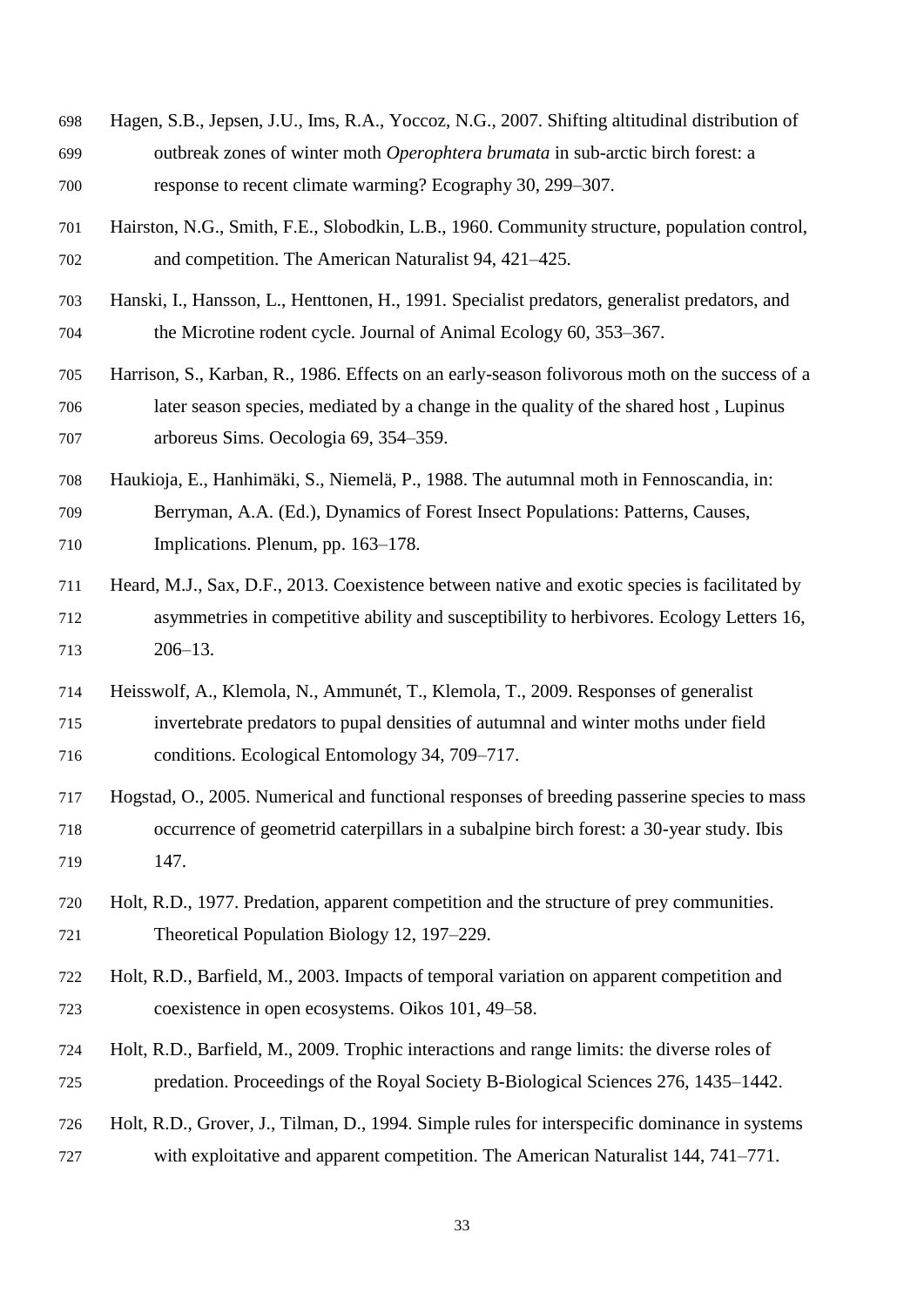Hagen, S.B., Jepsen, J.U., Ims, R.A., Yoccoz, N.G., 2007. Shifting altitudinal distribution of outbreak zones of winter moth *Operophtera brumata* in sub-arctic birch forest: a response to recent climate warming? Ecography 30, 299–307.

Hairston, N.G., Smith, F.E., Slobodkin, L.B., 1960. Community structure, population control, and competition. The American Naturalist 94, 421–425.

Hanski, I., Hansson, L., Henttonen, H., 1991. Specialist predators, generalist predators, and the Microtine rodent cycle. Journal of Animal Ecology 60, 353–367.

Harrison, S., Karban, R., 1986. Effects on an early-season folivorous moth on the success of a later season species, mediated by a change in the quality of the shared host , Lupinus arboreus Sims. Oecologia 69, 354–359.

Haukioja, E., Hanhimäki, S., Niemelä, P., 1988. The autumnal moth in Fennoscandia, in: Berryman, A.A. (Ed.), Dynamics of Forest Insect Populations: Patterns, Causes, Implications. Plenum, pp. 163–178.

Heard, M.J., Sax, D.F., 2013. Coexistence between native and exotic species is facilitated by asymmetries in competitive ability and susceptibility to herbivores. Ecology Letters 16, 206–13.

Heisswolf, A., Klemola, N., Ammunét, T., Klemola, T., 2009. Responses of generalist invertebrate predators to pupal densities of autumnal and winter moths under field conditions. Ecological Entomology 34, 709–717.

Hogstad, O., 2005. Numerical and functional responses of breeding passerine species to mass occurrence of geometrid caterpillars in a subalpine birch forest: a 30-year study. Ibis 147.

Holt, R.D., 1977. Predation, apparent competition and the structure of prey communities. Theoretical Population Biology 12, 197–229.

Holt, R.D., Barfield, M., 2003. Impacts of temporal variation on apparent competition and coexistence in open ecosystems. Oikos 101, 49–58.

Holt, R.D., Barfield, M., 2009. Trophic interactions and range limits: the diverse roles of predation. Proceedings of the Royal Society B-Biological Sciences 276, 1435–1442.

Holt, R.D., Grover, J., Tilman, D., 1994. Simple rules for interspecific dominance in systems with exploitative and apparent competition. The American Naturalist 144, 741–771.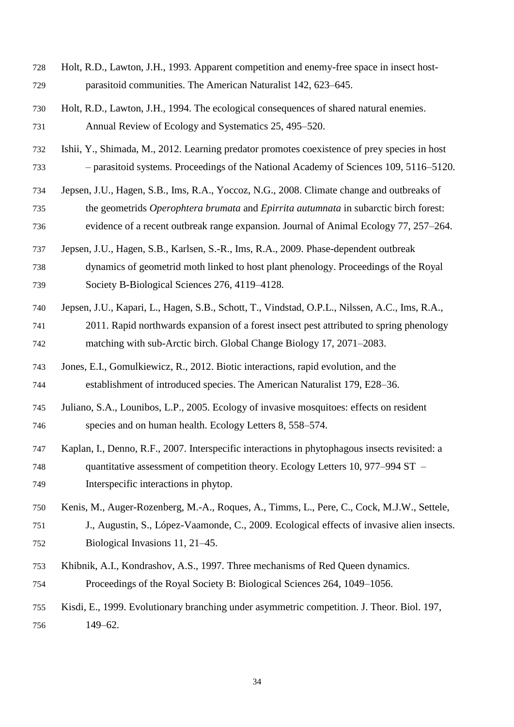Holt, R.D., Lawton, J.H., 1993. Apparent competition and enemy-free space in insect host-parasitoid communities. The American Naturalist 142, 623–645.

Holt, R.D., Lawton, J.H., 1994. The ecological consequences of shared natural enemies. Annual Review of Ecology and Systematics 25, 495–520.

Ishii, Y., Shimada, M., 2012. Learning predator promotes coexistence of prey species in host – parasitoid systems. Proceedings of the National Academy of Sciences 109, 5116–5120.

Jepsen, J.U., Hagen, S.B., Ims, R.A., Yoccoz, N.G., 2008. Climate change and outbreaks of the geometrids *Operophtera brumata* and *Epirrita autumnata* in subarctic birch forest: evidence of a recent outbreak range expansion. Journal of Animal Ecology 77, 257–264.

Jepsen, J.U., Hagen, S.B., Karlsen, S.-R., Ims, R.A., 2009. Phase-dependent outbreak dynamics of geometrid moth linked to host plant phenology. Proceedings of the Royal Society B-Biological Sciences 276, 4119–4128.

Jepsen, J.U., Kapari, L., Hagen, S.B., Schott, T., Vindstad, O.P.L., Nilssen, A.C., Ims, R.A., 2011. Rapid northwards expansion of a forest insect pest attributed to spring phenology matching with sub-Arctic birch. Global Change Biology 17, 2071–2083.

Jones, E.I., Gomulkiewicz, R., 2012. Biotic interactions, rapid evolution, and the establishment of introduced species. The American Naturalist 179, E28–36.

Juliano, S.A., Lounibos, L.P., 2005. Ecology of invasive mosquitoes: effects on resident species and on human health. Ecology Letters 8, 558–574.

Kaplan, I., Denno, R.F., 2007. Interspecific interactions in phytophagous insects revisited: a quantitative assessment of competition theory. Ecology Letters 10, 977–994 ST – Interspecific interactions in phytop.

Kenis, M., Auger-Rozenberg, M.-A., Roques, A., Timms, L., Pere, C., Cock, M.J.W., Settele, J., Augustin, S., López-Vaamonde, C., 2009. Ecological effects of invasive alien insects. Biological Invasions 11, 21–45.

Khibnik, A.I., Kondrashov, A.S., 1997. Three mechanisms of Red Queen dynamics. Proceedings of the Royal Society B: Biological Sciences 264, 1049–1056.

Kisdi, E., 1999. Evolutionary branching under asymmetric competition. J. Theor. Biol. 197, 149–62.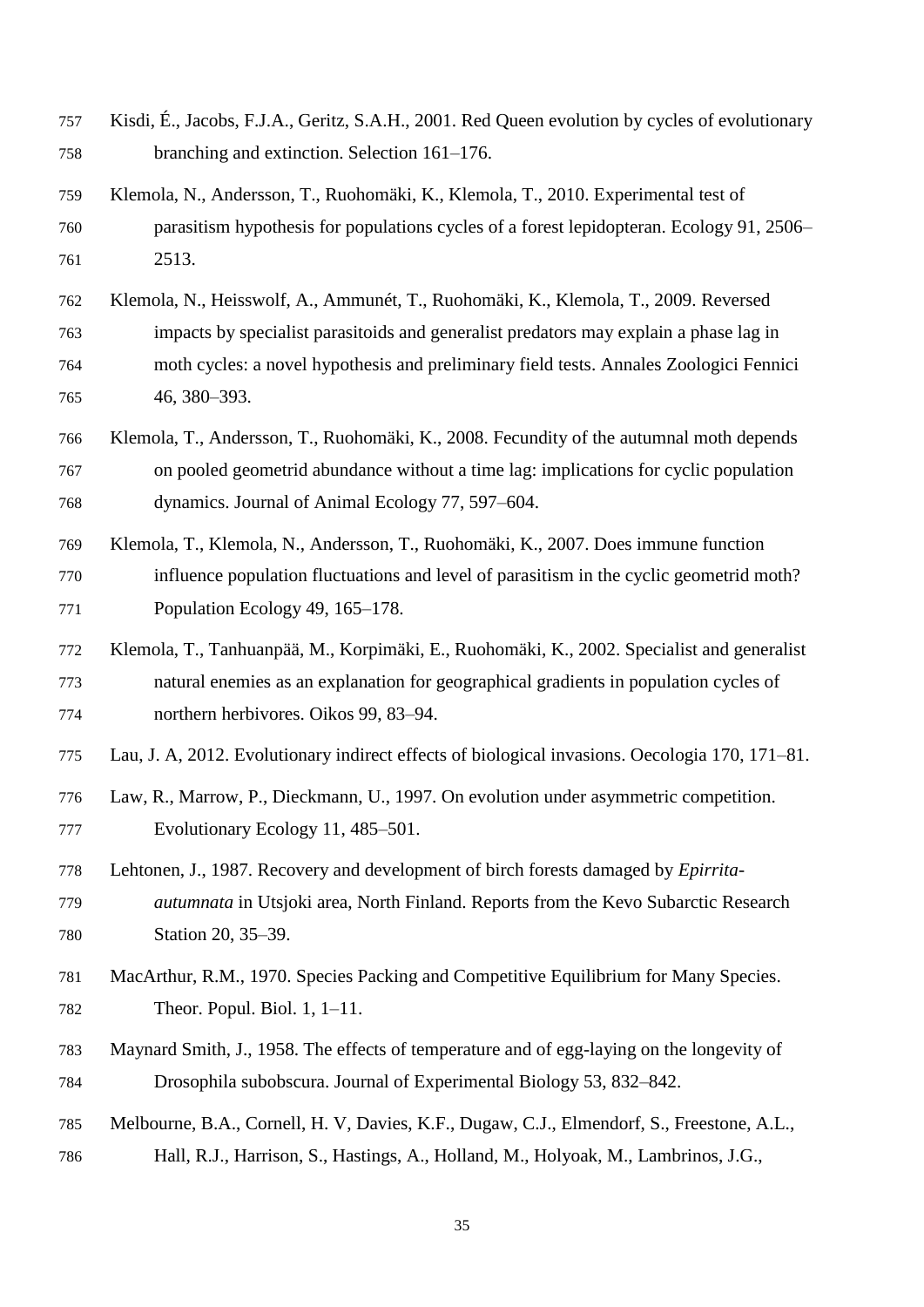Kisdi, É., Jacobs, F.J.A., Geritz, S.A.H., 2001. Red Queen evolution by cycles of evolutionary branching and extinction. Selection 161–176.

Klemola, N., Andersson, T., Ruohomäki, K., Klemola, T., 2010. Experimental test of parasitism hypothesis for populations cycles of a forest lepidopteran. Ecology 91, 2506–2513.

Klemola, N., Heisswolf, A., Ammunét, T., Ruohomäki, K., Klemola, T., 2009. Reversed impacts by specialist parasitoids and generalist predators may explain a phase lag in moth cycles: a novel hypothesis and preliminary field tests. Annales Zoologici Fennici 46, 380–393.

Klemola, T., Andersson, T., Ruohomäki, K., 2008. Fecundity of the autumnal moth depends on pooled geometrid abundance without a time lag: implications for cyclic population dynamics. Journal of Animal Ecology 77, 597–604.

Klemola, T., Klemola, N., Andersson, T., Ruohomäki, K., 2007. Does immune function influence population fluctuations and level of parasitism in the cyclic geometrid moth? Population Ecology 49, 165–178.

Klemola, T., Tanhuanpää, M., Korpimäki, E., Ruohomäki, K., 2002. Specialist and generalist natural enemies as an explanation for geographical gradients in population cycles of northern herbivores. Oikos 99, 83–94.

Lau, J. A, 2012. Evolutionary indirect effects of biological invasions. Oecologia 170, 171–81.

Law, R., Marrow, P., Dieckmann, U., 1997. On evolution under asymmetric competition. Evolutionary Ecology 11, 485–501.

Lehtonen, J., 1987. Recovery and development of birch forests damaged by *Epirrita-autumnata* in Utsjoki area, North Finland. Reports from the Kevo Subarctic Research Station 20, 35–39.

MacArthur, R.M., 1970. Species Packing and Competitive Equilibrium for Many Species. Theor. Popul. Biol. 1, 1–11.

Maynard Smith, J., 1958. The effects of temperature and of egg-laying on the longevity of Drosophila subobscura. Journal of Experimental Biology 53, 832–842.

Melbourne, B.A., Cornell, H. V, Davies, K.F., Dugaw, C.J., Elmendorf, S., Freestone, A.L., Hall, R.J., Harrison, S., Hastings, A., Holland, M., Holyoak, M., Lambrinos, J.G.,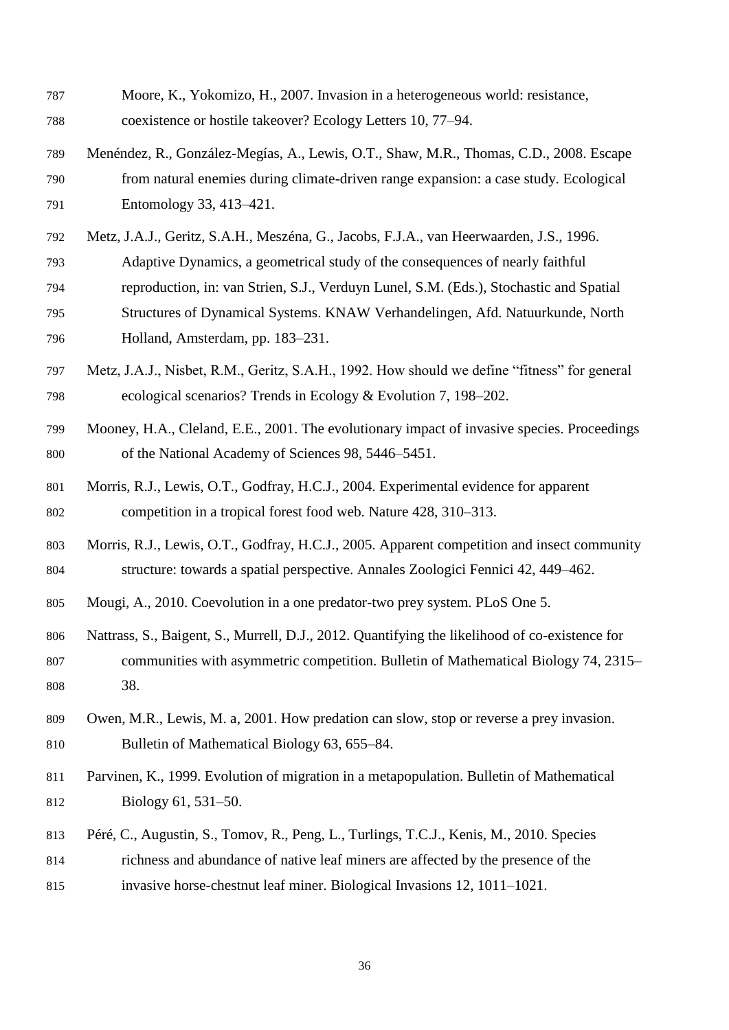Moore, K., Yokomizo, H., 2007. Invasion in a heterogeneous world: resistance, coexistence or hostile takeover? Ecology Letters 10, 77–94.

Menéndez, R., González-Megías, A., Lewis, O.T., Shaw, M.R., Thomas, C.D., 2008. Escape from natural enemies during climate-driven range expansion: a case study. Ecological Entomology 33, 413–421.

Metz, J.A.J., Geritz, S.A.H., Meszéna, G., Jacobs, F.J.A., van Heerwaarden, J.S., 1996. Adaptive Dynamics, a geometrical study of the consequences of nearly faithful reproduction, in: van Strien, S.J., Verduyn Lunel, S.M. (Eds.), Stochastic and Spatial Structures of Dynamical Systems. KNAW Verhandelingen, Afd. Natuurkunde, North Holland, Amsterdam, pp. 183–231.

Metz, J.A.J., Nisbet, R.M., Geritz, S.A.H., 1992. How should we define "fitness" for general ecological scenarios? Trends in Ecology & Evolution 7, 198–202.

Mooney, H.A., Cleland, E.E., 2001. The evolutionary impact of invasive species. Proceedings of the National Academy of Sciences 98, 5446–5451.

Morris, R.J., Lewis, O.T., Godfray, H.C.J., 2004. Experimental evidence for apparent competition in a tropical forest food web. Nature 428, 310–313.

Morris, R.J., Lewis, O.T., Godfray, H.C.J., 2005. Apparent competition and insect community structure: towards a spatial perspective. Annales Zoologici Fennici 42, 449–462.

Mougi, A., 2010. Coevolution in a one predator-two prey system. PLoS One 5.

Nattrass, S., Baigent, S., Murrell, D.J., 2012. Quantifying the likelihood of co-existence for communities with asymmetric competition. Bulletin of Mathematical Biology 74, 2315–38.

Owen, M.R., Lewis, M. a, 2001. How predation can slow, stop or reverse a prey invasion. Bulletin of Mathematical Biology 63, 655–84.

Parvinen, K., 1999. Evolution of migration in a metapopulation. Bulletin of Mathematical Biology 61, 531–50.

Péré, C., Augustin, S., Tomov, R., Peng, L., Turlings, T.C.J., Kenis, M., 2010. Species richness and abundance of native leaf miners are affected by the presence of the invasive horse-chestnut leaf miner. Biological Invasions 12, 1011–1021.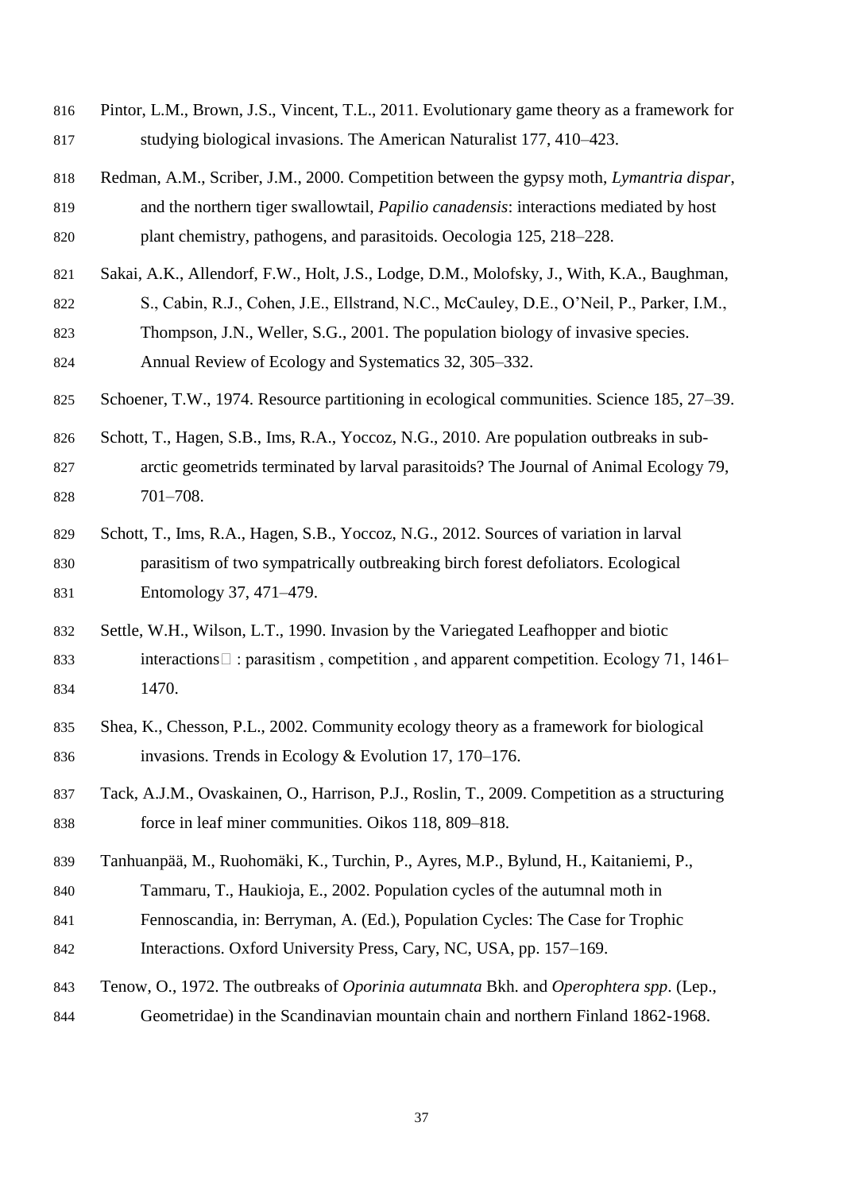Pintor, L.M., Brown, J.S., Vincent, T.L., 2011. Evolutionary game theory as a framework for studying biological invasions. The American Naturalist 177, 410–423.

Redman, A.M., Scriber, J.M., 2000. Competition between the gypsy moth, *Lymantria dispar*, and the northern tiger swallowtail, *Papilio canadensis*: interactions mediated by host plant chemistry, pathogens, and parasitoids. Oecologia 125, 218–228.

Sakai, A.K., Allendorf, F.W., Holt, J.S., Lodge, D.M., Molofsky, J., With, K.A., Baughman, S., Cabin, R.J., Cohen, J.E., Ellstrand, N.C., McCauley, D.E., O'Neil, P., Parker, I.M., Thompson, J.N., Weller, S.G., 2001. The population biology of invasive species. Annual Review of Ecology and Systematics 32, 305–332.

Schoener, T.W., 1974. Resource partitioning in ecological communities. Science 185, 27–39.

Schott, T., Hagen, S.B., Ims, R.A., Yoccoz, N.G., 2010. Are population outbreaks in sub-arctic geometrids terminated by larval parasitoids? The Journal of Animal Ecology 79, 701–708.

Schott, T., Ims, R.A., Hagen, S.B., Yoccoz, N.G., 2012. Sources of variation in larval parasitism of two sympatrically outbreaking birch forest defoliators. Ecological Entomology 37, 471–479.

Settle, W.H., Wilson, L.T., 1990. Invasion by the Variegated Leafhopper and biotic interactions : parasitism , competition , and apparent competition. Ecology 71, 1461–1470.

Shea, K., Chesson, P.L., 2002. Community ecology theory as a framework for biological invasions. Trends in Ecology & Evolution 17, 170–176.

Tack, A.J.M., Ovaskainen, O., Harrison, P.J., Roslin, T., 2009. Competition as a structuring force in leaf miner communities. Oikos 118, 809–818.

Tanhuanpää, M., Ruohomäki, K., Turchin, P., Ayres, M.P., Bylund, H., Kaitaniemi, P., Tammaru, T., Haukioja, E., 2002. Population cycles of the autumnal moth in Fennoscandia, in: Berryman, A. (Ed.), Population Cycles: The Case for Trophic Interactions. Oxford University Press, Cary, NC, USA, pp. 157–169.

Tenow, O., 1972. The outbreaks of *Oporinia autumnata* Bkh. and *Operophtera spp*. (Lep., Geometridae) in the Scandinavian mountain chain and northern Finland 1862-1968.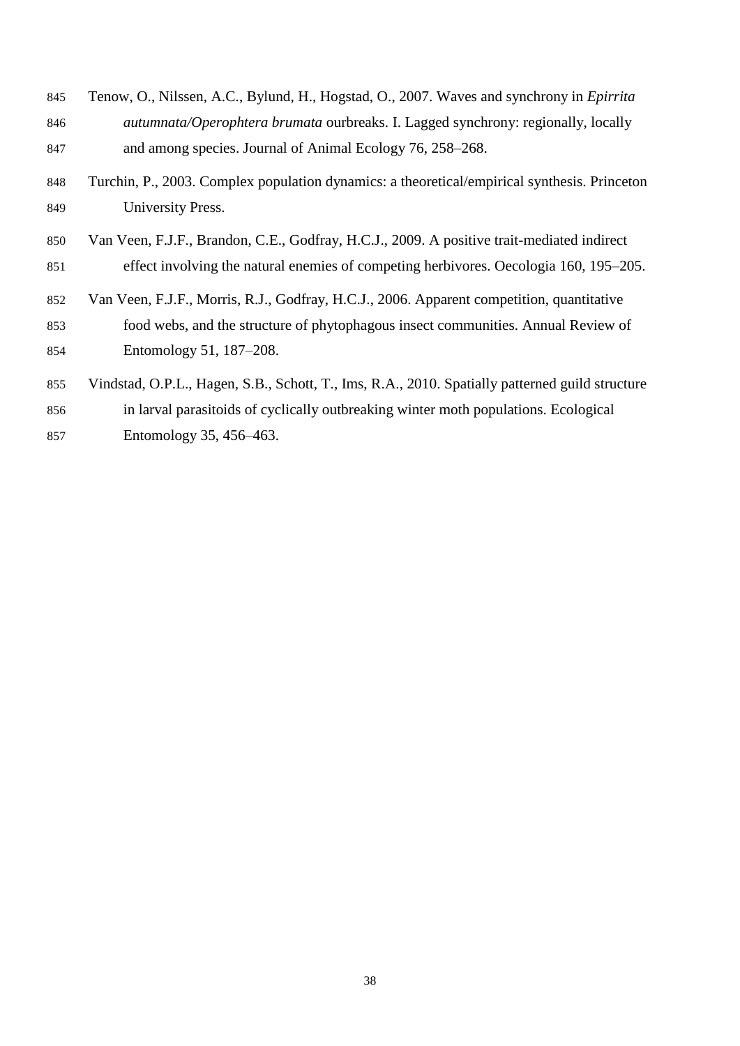Tenow, O., Nilssen, A.C., Bylund, H., Hogstad, O., 2007. Waves and synchrony in *Epirrita autumnata/Operophtera brumata* ourbreaks. I. Lagged synchrony: regionally, locally and among species. Journal of Animal Ecology 76, 258–268.

Turchin, P., 2003. Complex population dynamics: a theoretical/empirical synthesis. Princeton University Press.

Van Veen, F.J.F., Brandon, C.E., Godfray, H.C.J., 2009. A positive trait-mediated indirect effect involving the natural enemies of competing herbivores. Oecologia 160, 195–205.

Van Veen, F.J.F., Morris, R.J., Godfray, H.C.J., 2006. Apparent competition, quantitative food webs, and the structure of phytophagous insect communities. Annual Review of Entomology 51, 187–208.

Vindstad, O.P.L., Hagen, S.B., Schott, T., Ims, R.A., 2010. Spatially patterned guild structure in larval parasitoids of cyclically outbreaking winter moth populations. Ecological Entomology 35, 456–463.